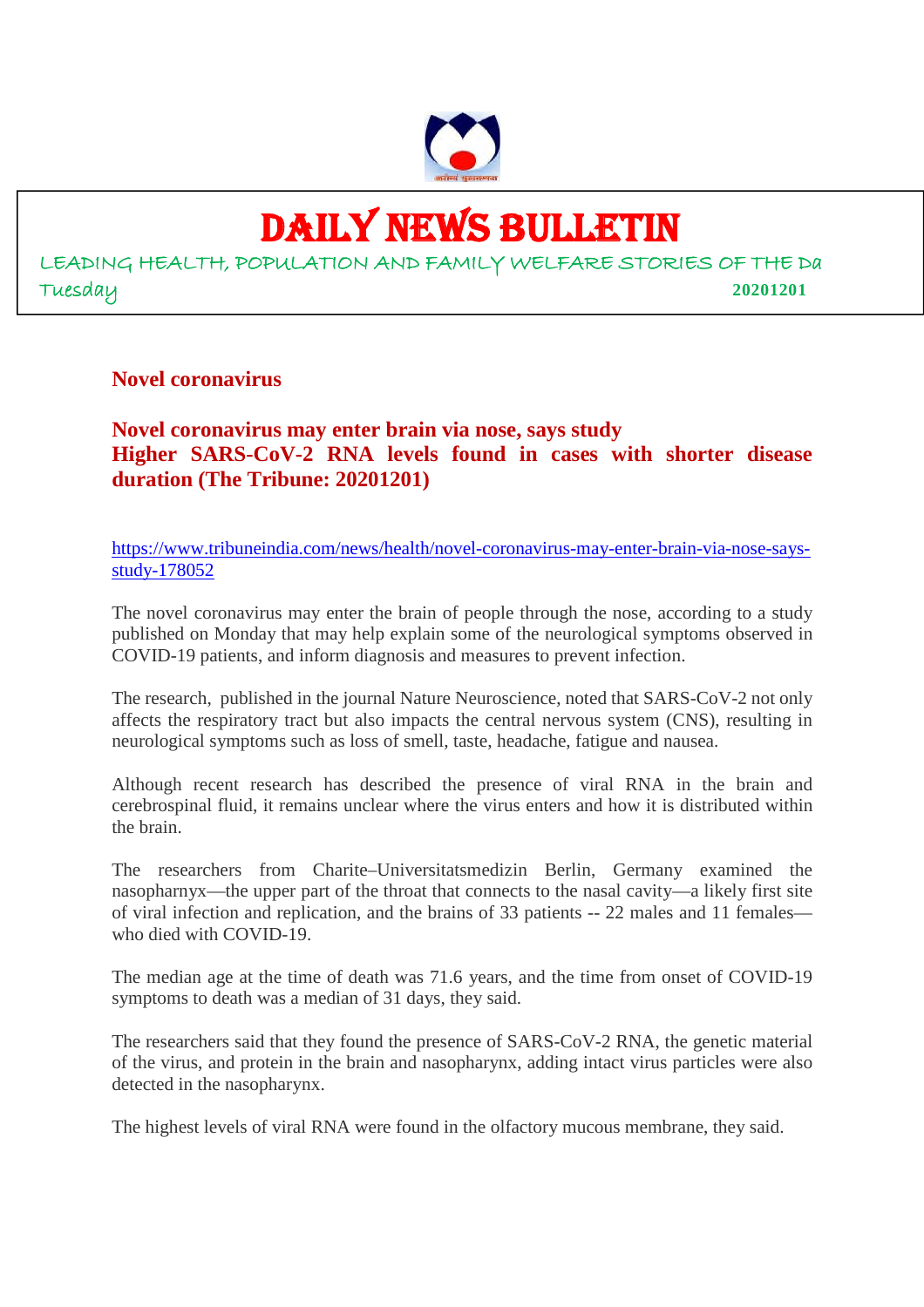# DAILY NEWS BULLETIN

LEADING HEALTH, POPULATION AND FAMILY WELFARE STORIES OF THE Da

Tuesday **20201201**

## Novel coronavirus

### Novel coronavirus may enter brain via nose, says study
### Higher SARS-CoV-2 RNA levels found in cases with shorter disease duration (The Tribune: 20201201)

https://www.tribuneindia.com/news/health/novel-coronavirus-may-enter-brain-via-nose-says-study-178052

The novel coronavirus may enter the brain of people through the nose, according to a study published on Monday that may help explain some of the neurological symptoms observed in COVID-19 patients, and inform diagnosis and measures to prevent infection.

The research, published in the journal Nature Neuroscience, noted that SARS-CoV-2 not only affects the respiratory tract but also impacts the central nervous system (CNS), resulting in neurological symptoms such as loss of smell, taste, headache, fatigue and nausea.

Although recent research has described the presence of viral RNA in the brain and cerebrospinal fluid, it remains unclear where the virus enters and how it is distributed within the brain.

The researchers from Charite–Universitatsmedizin Berlin, Germany examined the nasopharynx—the upper part of the throat that connects to the nasal cavity—a likely first site of viral infection and replication, and the brains of 33 patients -- 22 males and 11 females—who died with COVID-19.

The median age at the time of death was 71.6 years, and the time from onset of COVID-19 symptoms to death was a median of 31 days, they said.

The researchers said that they found the presence of SARS-CoV-2 RNA, the genetic material of the virus, and protein in the brain and nasopharynx, adding intact virus particles were also detected in the nasopharynx.

The highest levels of viral RNA were found in the olfactory mucous membrane, they said.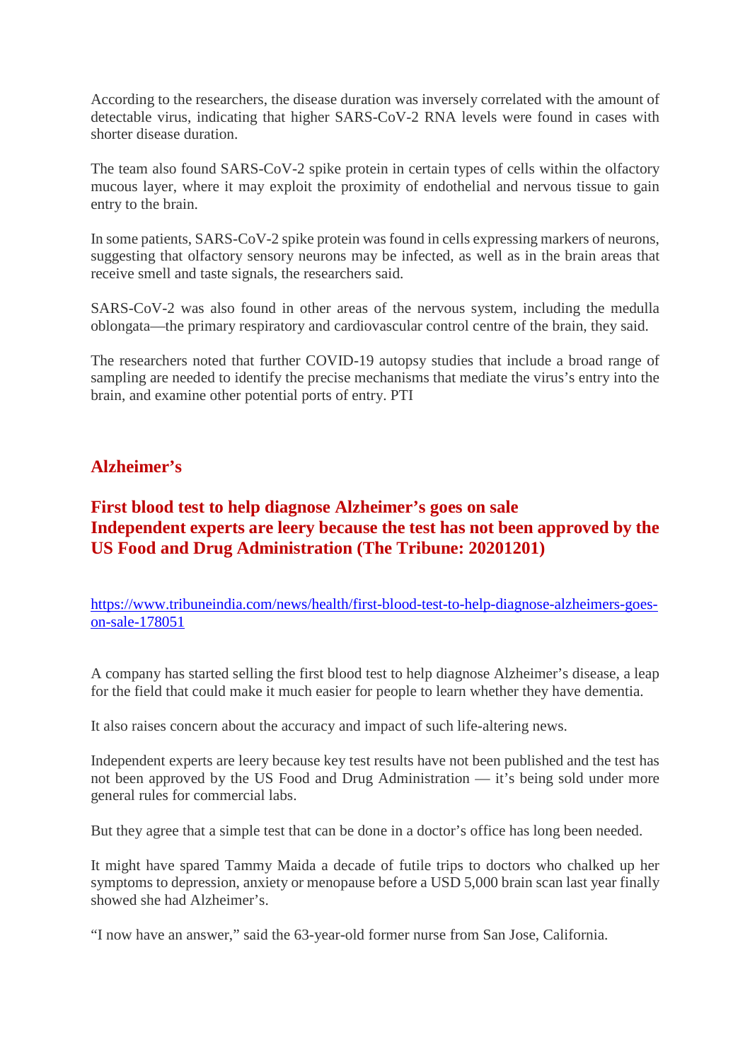According to the researchers, the disease duration was inversely correlated with the amount of detectable virus, indicating that higher SARS-CoV-2 RNA levels were found in cases with shorter disease duration.

The team also found SARS-CoV-2 spike protein in certain types of cells within the olfactory mucous layer, where it may exploit the proximity of endothelial and nervous tissue to gain entry to the brain.

In some patients, SARS-CoV-2 spike protein was found in cells expressing markers of neurons, suggesting that olfactory sensory neurons may be infected, as well as in the brain areas that receive smell and taste signals, the researchers said.

SARS-CoV-2 was also found in other areas of the nervous system, including the medulla oblongata—the primary respiratory and cardiovascular control centre of the brain, they said.

The researchers noted that further COVID-19 autopsy studies that include a broad range of sampling are needed to identify the precise mechanisms that mediate the virus's entry into the brain, and examine other potential ports of entry. PTI

## Alzheimer's

### First blood test to help diagnose Alzheimer's goes on sale
### Independent experts are leery because the test has not been approved by the US Food and Drug Administration (The Tribune: 20201201)

https://www.tribuneindia.com/news/health/first-blood-test-to-help-diagnose-alzheimers-goes-on-sale-178051

A company has started selling the first blood test to help diagnose Alzheimer's disease, a leap for the field that could make it much easier for people to learn whether they have dementia.

It also raises concern about the accuracy and impact of such life-altering news.

Independent experts are leery because key test results have not been published and the test has not been approved by the US Food and Drug Administration — it's being sold under more general rules for commercial labs.

But they agree that a simple test that can be done in a doctor's office has long been needed.

It might have spared Tammy Maida a decade of futile trips to doctors who chalked up her symptoms to depression, anxiety or menopause before a USD 5,000 brain scan last year finally showed she had Alzheimer's.

"I now have an answer," said the 63-year-old former nurse from San Jose, California.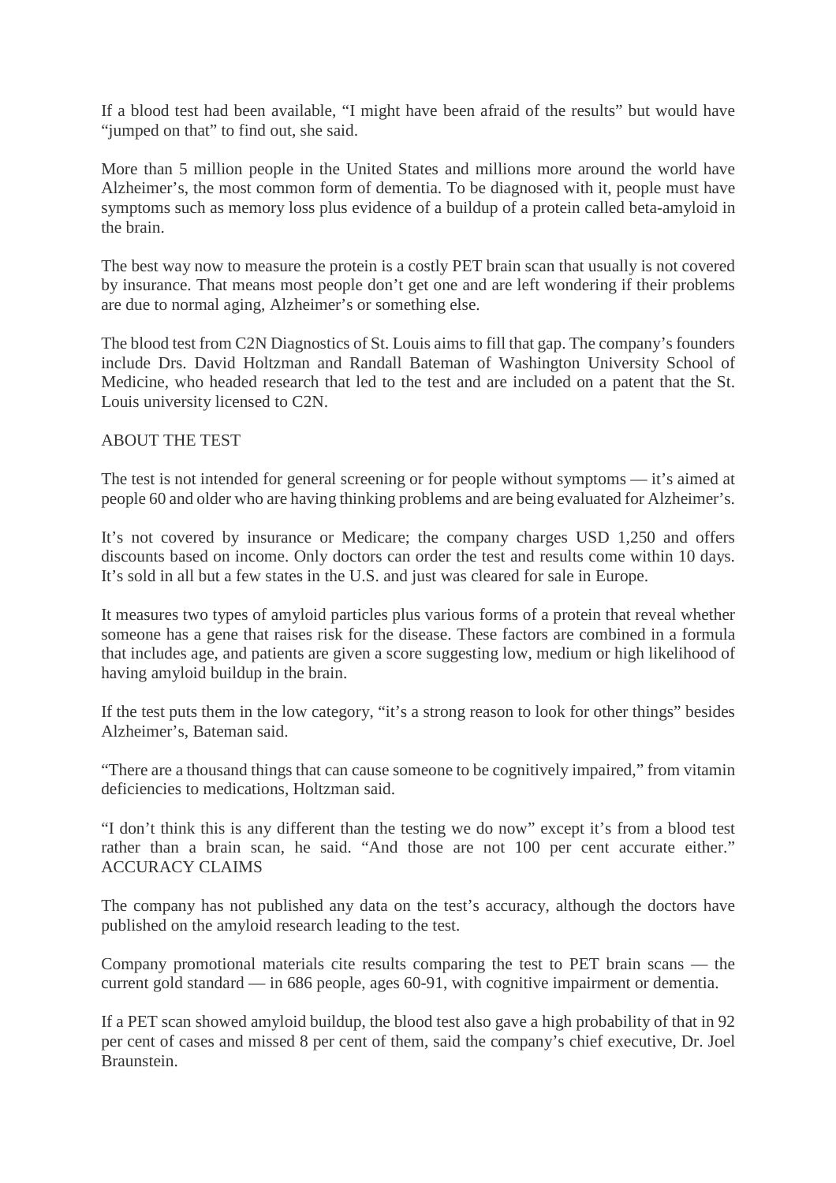If a blood test had been available, "I might have been afraid of the results" but would have "jumped on that" to find out, she said.

More than 5 million people in the United States and millions more around the world have Alzheimer's, the most common form of dementia. To be diagnosed with it, people must have symptoms such as memory loss plus evidence of a buildup of a protein called beta-amyloid in the brain.

The best way now to measure the protein is a costly PET brain scan that usually is not covered by insurance. That means most people don't get one and are left wondering if their problems are due to normal aging, Alzheimer's or something else.

The blood test from C2N Diagnostics of St. Louis aims to fill that gap. The company's founders include Drs. David Holtzman and Randall Bateman of Washington University School of Medicine, who headed research that led to the test and are included on a patent that the St. Louis university licensed to C2N.

## ABOUT THE TEST

The test is not intended for general screening or for people without symptoms — it's aimed at people 60 and older who are having thinking problems and are being evaluated for Alzheimer's.

It's not covered by insurance or Medicare; the company charges USD 1,250 and offers discounts based on income. Only doctors can order the test and results come within 10 days. It's sold in all but a few states in the U.S. and just was cleared for sale in Europe.

It measures two types of amyloid particles plus various forms of a protein that reveal whether someone has a gene that raises risk for the disease. These factors are combined in a formula that includes age, and patients are given a score suggesting low, medium or high likelihood of having amyloid buildup in the brain.

If the test puts them in the low category, "it's a strong reason to look for other things" besides Alzheimer's, Bateman said.

"There are a thousand things that can cause someone to be cognitively impaired," from vitamin deficiencies to medications, Holtzman said.

"I don't think this is any different than the testing we do now" except it's from a blood test rather than a brain scan, he said. "And those are not 100 per cent accurate either."

## ACCURACY CLAIMS

The company has not published any data on the test's accuracy, although the doctors have published on the amyloid research leading to the test.

Company promotional materials cite results comparing the test to PET brain scans — the current gold standard — in 686 people, ages 60-91, with cognitive impairment or dementia.

If a PET scan showed amyloid buildup, the blood test also gave a high probability of that in 92 per cent of cases and missed 8 per cent of them, said the company's chief executive, Dr. Joel Braunstein.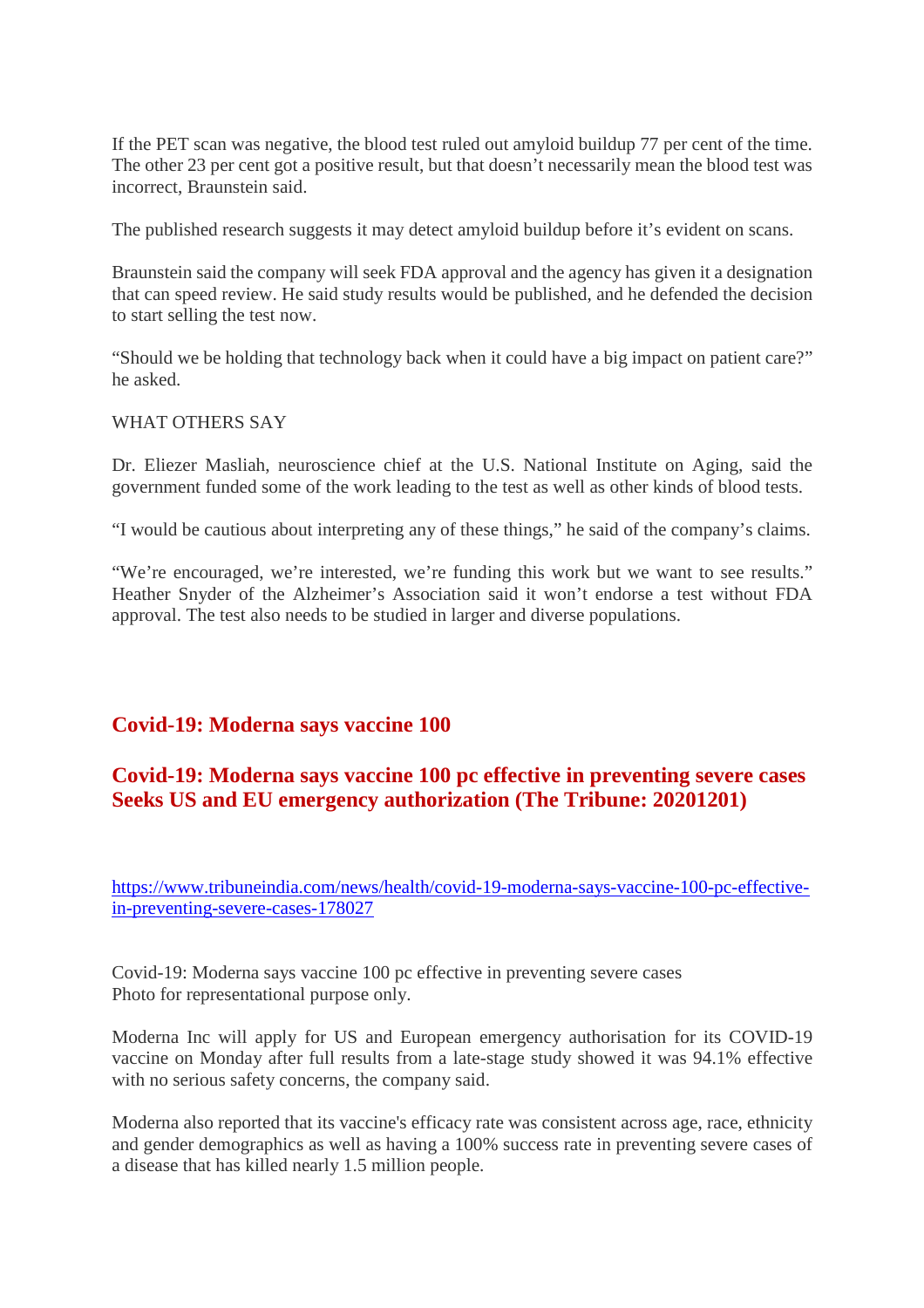If the PET scan was negative, the blood test ruled out amyloid buildup 77 per cent of the time. The other 23 per cent got a positive result, but that doesn't necessarily mean the blood test was incorrect, Braunstein said.

The published research suggests it may detect amyloid buildup before it's evident on scans.

Braunstein said the company will seek FDA approval and the agency has given it a designation that can speed review. He said study results would be published, and he defended the decision to start selling the test now.

"Should we be holding that technology back when it could have a big impact on patient care?" he asked.

WHAT OTHERS SAY

Dr. Eliezer Masliah, neuroscience chief at the U.S. National Institute on Aging, said the government funded some of the work leading to the test as well as other kinds of blood tests.

"I would be cautious about interpreting any of these things," he said of the company's claims.

"We're encouraged, we're interested, we're funding this work but we want to see results." Heather Snyder of the Alzheimer's Association said it won't endorse a test without FDA approval. The test also needs to be studied in larger and diverse populations.

## Covid-19: Moderna says vaccine 100

## Covid-19: Moderna says vaccine 100 pc effective in preventing severe cases Seeks US and EU emergency authorization (The Tribune: 20201201)

https://www.tribuneindia.com/news/health/covid-19-moderna-says-vaccine-100-pc-effective-in-preventing-severe-cases-178027

Covid-19: Moderna says vaccine 100 pc effective in preventing severe cases
Photo for representational purpose only.

Moderna Inc will apply for US and European emergency authorisation for its COVID-19 vaccine on Monday after full results from a late-stage study showed it was 94.1% effective with no serious safety concerns, the company said.

Moderna also reported that its vaccine's efficacy rate was consistent across age, race, ethnicity and gender demographics as well as having a 100% success rate in preventing severe cases of a disease that has killed nearly 1.5 million people.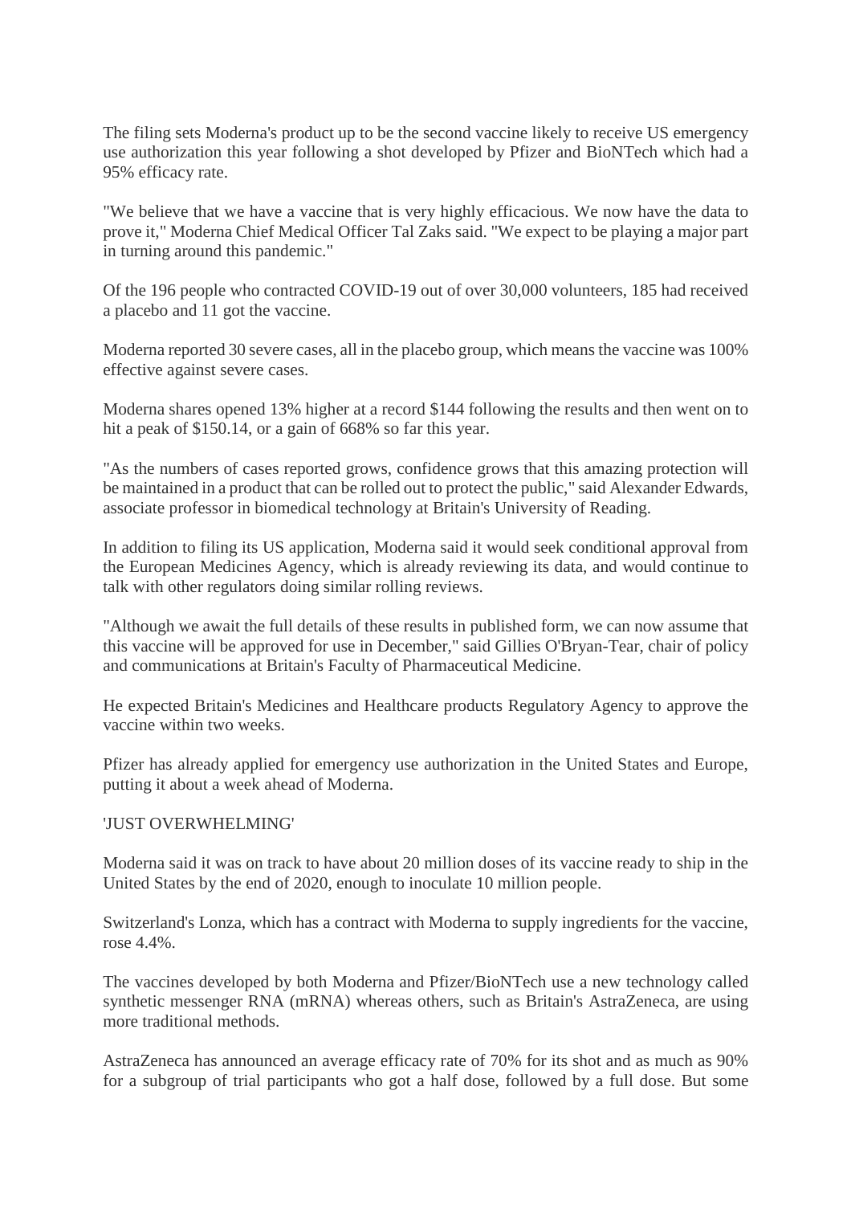The filing sets Moderna's product up to be the second vaccine likely to receive US emergency use authorization this year following a shot developed by Pfizer and BioNTech which had a 95% efficacy rate.

"We believe that we have a vaccine that is very highly efficacious. We now have the data to prove it," Moderna Chief Medical Officer Tal Zaks said. "We expect to be playing a major part in turning around this pandemic."

Of the 196 people who contracted COVID-19 out of over 30,000 volunteers, 185 had received a placebo and 11 got the vaccine.

Moderna reported 30 severe cases, all in the placebo group, which means the vaccine was 100% effective against severe cases.

Moderna shares opened 13% higher at a record $144 following the results and then went on to hit a peak of $150.14, or a gain of 668% so far this year.

"As the numbers of cases reported grows, confidence grows that this amazing protection will be maintained in a product that can be rolled out to protect the public," said Alexander Edwards, associate professor in biomedical technology at Britain's University of Reading.

In addition to filing its US application, Moderna said it would seek conditional approval from the European Medicines Agency, which is already reviewing its data, and would continue to talk with other regulators doing similar rolling reviews.

"Although we await the full details of these results in published form, we can now assume that this vaccine will be approved for use in December," said Gillies O'Bryan-Tear, chair of policy and communications at Britain's Faculty of Pharmaceutical Medicine.

He expected Britain's Medicines and Healthcare products Regulatory Agency to approve the vaccine within two weeks.

Pfizer has already applied for emergency use authorization in the United States and Europe, putting it about a week ahead of Moderna.

'JUST OVERWHELMING'

Moderna said it was on track to have about 20 million doses of its vaccine ready to ship in the United States by the end of 2020, enough to inoculate 10 million people.

Switzerland's Lonza, which has a contract with Moderna to supply ingredients for the vaccine, rose 4.4%.

The vaccines developed by both Moderna and Pfizer/BioNTech use a new technology called synthetic messenger RNA (mRNA) whereas others, such as Britain's AstraZeneca, are using more traditional methods.

AstraZeneca has announced an average efficacy rate of 70% for its shot and as much as 90% for a subgroup of trial participants who got a half dose, followed by a full dose. But some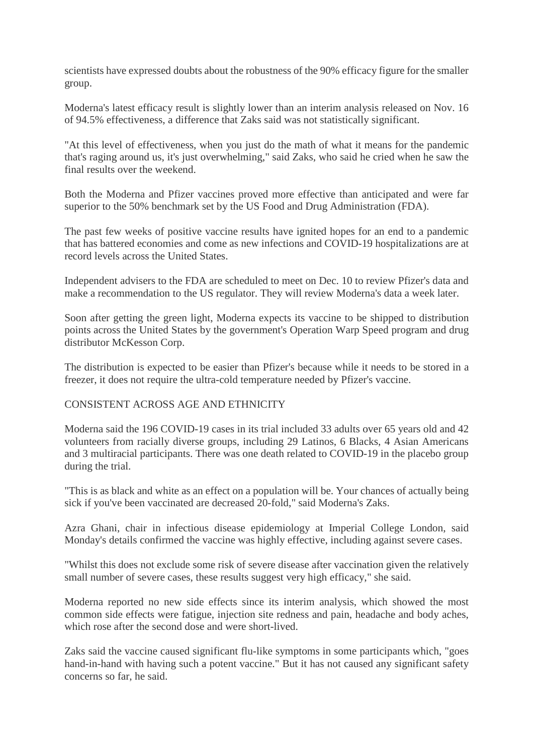scientists have expressed doubts about the robustness of the 90% efficacy figure for the smaller group.

Moderna's latest efficacy result is slightly lower than an interim analysis released on Nov. 16 of 94.5% effectiveness, a difference that Zaks said was not statistically significant.

"At this level of effectiveness, when you just do the math of what it means for the pandemic that's raging around us, it's just overwhelming," said Zaks, who said he cried when he saw the final results over the weekend.

Both the Moderna and Pfizer vaccines proved more effective than anticipated and were far superior to the 50% benchmark set by the US Food and Drug Administration (FDA).

The past few weeks of positive vaccine results have ignited hopes for an end to a pandemic that has battered economies and come as new infections and COVID-19 hospitalizations are at record levels across the United States.

Independent advisers to the FDA are scheduled to meet on Dec. 10 to review Pfizer's data and make a recommendation to the US regulator. They will review Moderna's data a week later.

Soon after getting the green light, Moderna expects its vaccine to be shipped to distribution points across the United States by the government's Operation Warp Speed program and drug distributor McKesson Corp.

The distribution is expected to be easier than Pfizer's because while it needs to be stored in a freezer, it does not require the ultra-cold temperature needed by Pfizer's vaccine.

CONSISTENT ACROSS AGE AND ETHNICITY

Moderna said the 196 COVID-19 cases in its trial included 33 adults over 65 years old and 42 volunteers from racially diverse groups, including 29 Latinos, 6 Blacks, 4 Asian Americans and 3 multiracial participants. There was one death related to COVID-19 in the placebo group during the trial.

"This is as black and white as an effect on a population will be. Your chances of actually being sick if you've been vaccinated are decreased 20-fold," said Moderna's Zaks.

Azra Ghani, chair in infectious disease epidemiology at Imperial College London, said Monday's details confirmed the vaccine was highly effective, including against severe cases.

"Whilst this does not exclude some risk of severe disease after vaccination given the relatively small number of severe cases, these results suggest very high efficacy," she said.

Moderna reported no new side effects since its interim analysis, which showed the most common side effects were fatigue, injection site redness and pain, headache and body aches, which rose after the second dose and were short-lived.

Zaks said the vaccine caused significant flu-like symptoms in some participants which, "goes hand-in-hand with having such a potent vaccine." But it has not caused any significant safety concerns so far, he said.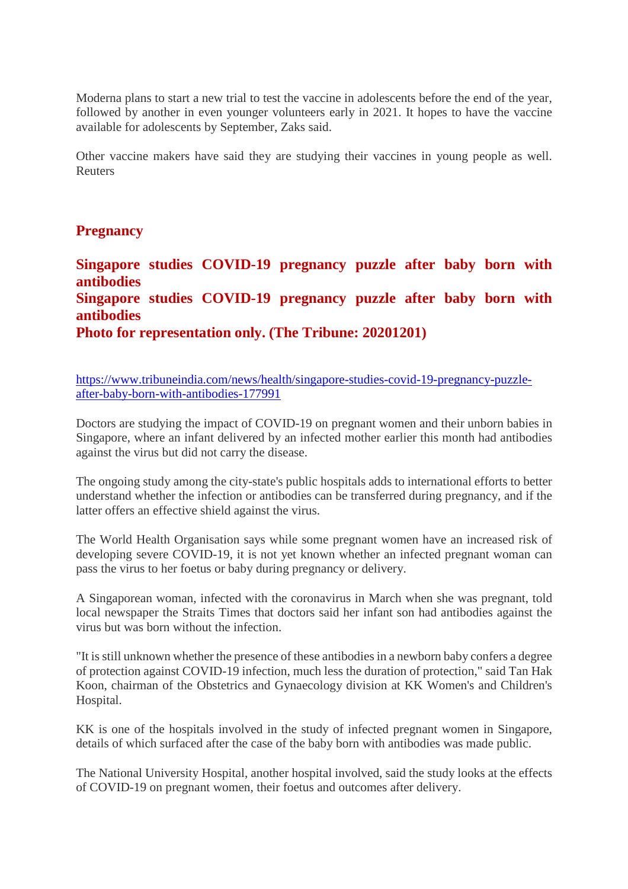Moderna plans to start a new trial to test the vaccine in adolescents before the end of the year, followed by another in even younger volunteers early in 2021. It hopes to have the vaccine available for adolescents by September, Zaks said.

Other vaccine makers have said they are studying their vaccines in young people as well. Reuters

## Pregnancy

### Singapore studies COVID-19 pregnancy puzzle after baby born with antibodies

### Singapore studies COVID-19 pregnancy puzzle after baby born with antibodies

### Photo for representation only. (The Tribune: 20201201)

[https://www.tribuneindia.com/news/health/singapore-studies-covid-19-pregnancy-puzzle-after-baby-born-with-antibodies-177991](https://www.tribuneindia.com/news/health/singapore-studies-covid-19-pregnancy-puzzle-after-baby-born-with-antibodies-177991)

Doctors are studying the impact of COVID-19 on pregnant women and their unborn babies in Singapore, where an infant delivered by an infected mother earlier this month had antibodies against the virus but did not carry the disease.

The ongoing study among the city-state's public hospitals adds to international efforts to better understand whether the infection or antibodies can be transferred during pregnancy, and if the latter offers an effective shield against the virus.

The World Health Organisation says while some pregnant women have an increased risk of developing severe COVID-19, it is not yet known whether an infected pregnant woman can pass the virus to her foetus or baby during pregnancy or delivery.

A Singaporean woman, infected with the coronavirus in March when she was pregnant, told local newspaper the Straits Times that doctors said her infant son had antibodies against the virus but was born without the infection.

"It is still unknown whether the presence of these antibodies in a newborn baby confers a degree of protection against COVID-19 infection, much less the duration of protection," said Tan Hak Koon, chairman of the Obstetrics and Gynaecology division at KK Women's and Children's Hospital.

KK is one of the hospitals involved in the study of infected pregnant women in Singapore, details of which surfaced after the case of the baby born with antibodies was made public.

The National University Hospital, another hospital involved, said the study looks at the effects of COVID-19 on pregnant women, their foetus and outcomes after delivery.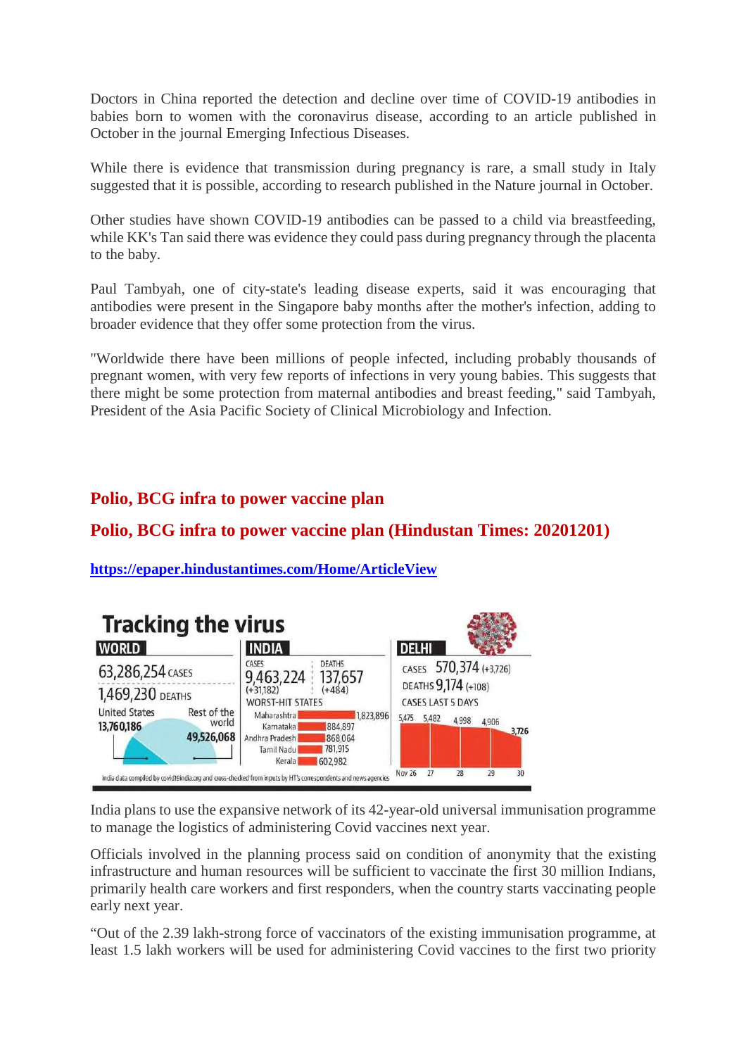Doctors in China reported the detection and decline over time of COVID-19 antibodies in babies born to women with the coronavirus disease, according to an article published in October in the journal Emerging Infectious Diseases.

While there is evidence that transmission during pregnancy is rare, a small study in Italy suggested that it is possible, according to research published in the Nature journal in October.

Other studies have shown COVID-19 antibodies can be passed to a child via breastfeeding, while KK's Tan said there was evidence they could pass during pregnancy through the placenta to the baby.

Paul Tambyah, one of city-state's leading disease experts, said it was encouraging that antibodies were present in the Singapore baby months after the mother's infection, adding to broader evidence that they offer some protection from the virus.

"Worldwide there have been millions of people infected, including probably thousands of pregnant women, with very few reports of infections in very young babies. This suggests that there might be some protection from maternal antibodies and breast feeding," said Tambyah, President of the Asia Pacific Society of Clinical Microbiology and Infection.

## Polio, BCG infra to power vaccine plan

## Polio, BCG infra to power vaccine plan (Hindustan Times: 20201201)

https://epaper.hindustantimes.com/Home/ArticleView

**Tracking the virus**

**WORLD**

63,286,254 CASES

1,469,230 DEATHS

United States 13,760,186 — Rest of the world 49,526,068

**INDIA**

CASES 9,463,224 (+31,182) — DEATHS 137,657 (+484)

WORST-HIT STATES

| State | Cases |
|---|---|
| Maharashtra | 1,823,896 |
| Karnataka | 884,897 |
| Andhra Pradesh | 868,064 |
| Tamil Nadu | 781,915 |
| Kerala | 602,982 |

**DELHI**

CASES 570,374 (+3,726)

DEATHS 9,174 (+108)

CASES LAST 5 DAYS

| Nov 26 | 27 | 28 | 29 | 30 |
|---|---|---|---|---|
| 5,475 | 5,482 | 4,998 | 4,906 | 3,726 |

India data compiled by covid19india.org and cross-checked from inputs by HT's correspondents and news agencies

India plans to use the expansive network of its 42-year-old universal immunisation programme to manage the logistics of administering Covid vaccines next year.

Officials involved in the planning process said on condition of anonymity that the existing infrastructure and human resources will be sufficient to vaccinate the first 30 million Indians, primarily health care workers and first responders, when the country starts vaccinating people early next year.

"Out of the 2.39 lakh-strong force of vaccinators of the existing immunisation programme, at least 1.5 lakh workers will be used for administering Covid vaccines to the first two priority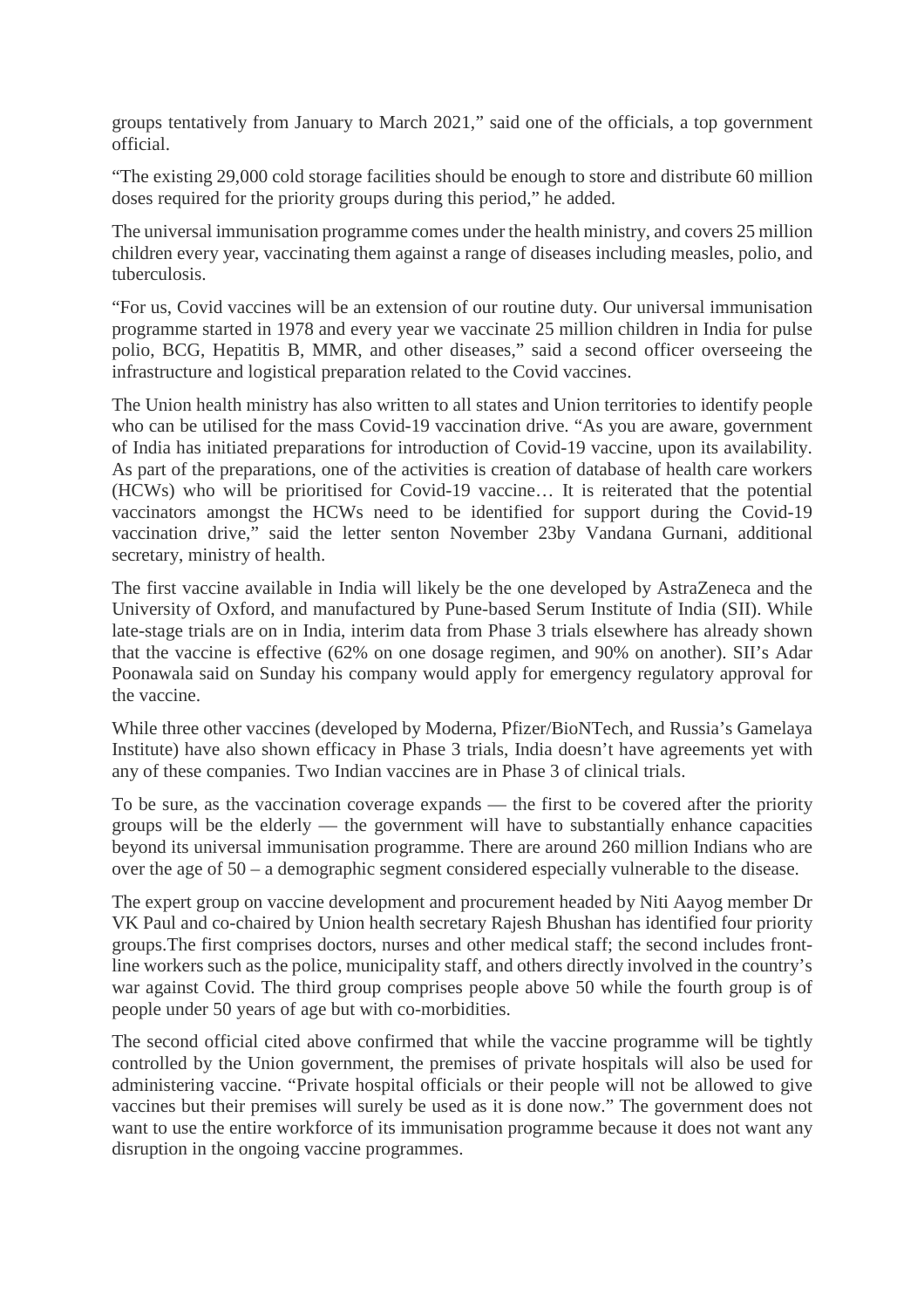groups tentatively from January to March 2021," said one of the officials, a top government official.

"The existing 29,000 cold storage facilities should be enough to store and distribute 60 million doses required for the priority groups during this period," he added.

The universal immunisation programme comes under the health ministry, and covers 25 million children every year, vaccinating them against a range of diseases including measles, polio, and tuberculosis.

"For us, Covid vaccines will be an extension of our routine duty. Our universal immunisation programme started in 1978 and every year we vaccinate 25 million children in India for pulse polio, BCG, Hepatitis B, MMR, and other diseases," said a second officer overseeing the infrastructure and logistical preparation related to the Covid vaccines.

The Union health ministry has also written to all states and Union territories to identify people who can be utilised for the mass Covid-19 vaccination drive. "As you are aware, government of India has initiated preparations for introduction of Covid-19 vaccine, upon its availability. As part of the preparations, one of the activities is creation of database of health care workers (HCWs) who will be prioritised for Covid-19 vaccine… It is reiterated that the potential vaccinators amongst the HCWs need to be identified for support during the Covid-19 vaccination drive," said the letter senton November 23by Vandana Gurnani, additional secretary, ministry of health.

The first vaccine available in India will likely be the one developed by AstraZeneca and the University of Oxford, and manufactured by Pune-based Serum Institute of India (SII). While late-stage trials are on in India, interim data from Phase 3 trials elsewhere has already shown that the vaccine is effective (62% on one dosage regimen, and 90% on another). SII's Adar Poonawala said on Sunday his company would apply for emergency regulatory approval for the vaccine.

While three other vaccines (developed by Moderna, Pfizer/BioNTech, and Russia's Gamelaya Institute) have also shown efficacy in Phase 3 trials, India doesn't have agreements yet with any of these companies. Two Indian vaccines are in Phase 3 of clinical trials.

To be sure, as the vaccination coverage expands — the first to be covered after the priority groups will be the elderly — the government will have to substantially enhance capacities beyond its universal immunisation programme. There are around 260 million Indians who are over the age of 50 – a demographic segment considered especially vulnerable to the disease.

The expert group on vaccine development and procurement headed by Niti Aayog member Dr VK Paul and co-chaired by Union health secretary Rajesh Bhushan has identified four priority groups.The first comprises doctors, nurses and other medical staff; the second includes front-line workers such as the police, municipality staff, and others directly involved in the country's war against Covid. The third group comprises people above 50 while the fourth group is of people under 50 years of age but with co-morbidities.

The second official cited above confirmed that while the vaccine programme will be tightly controlled by the Union government, the premises of private hospitals will also be used for administering vaccine. "Private hospital officials or their people will not be allowed to give vaccines but their premises will surely be used as it is done now." The government does not want to use the entire workforce of its immunisation programme because it does not want any disruption in the ongoing vaccine programmes.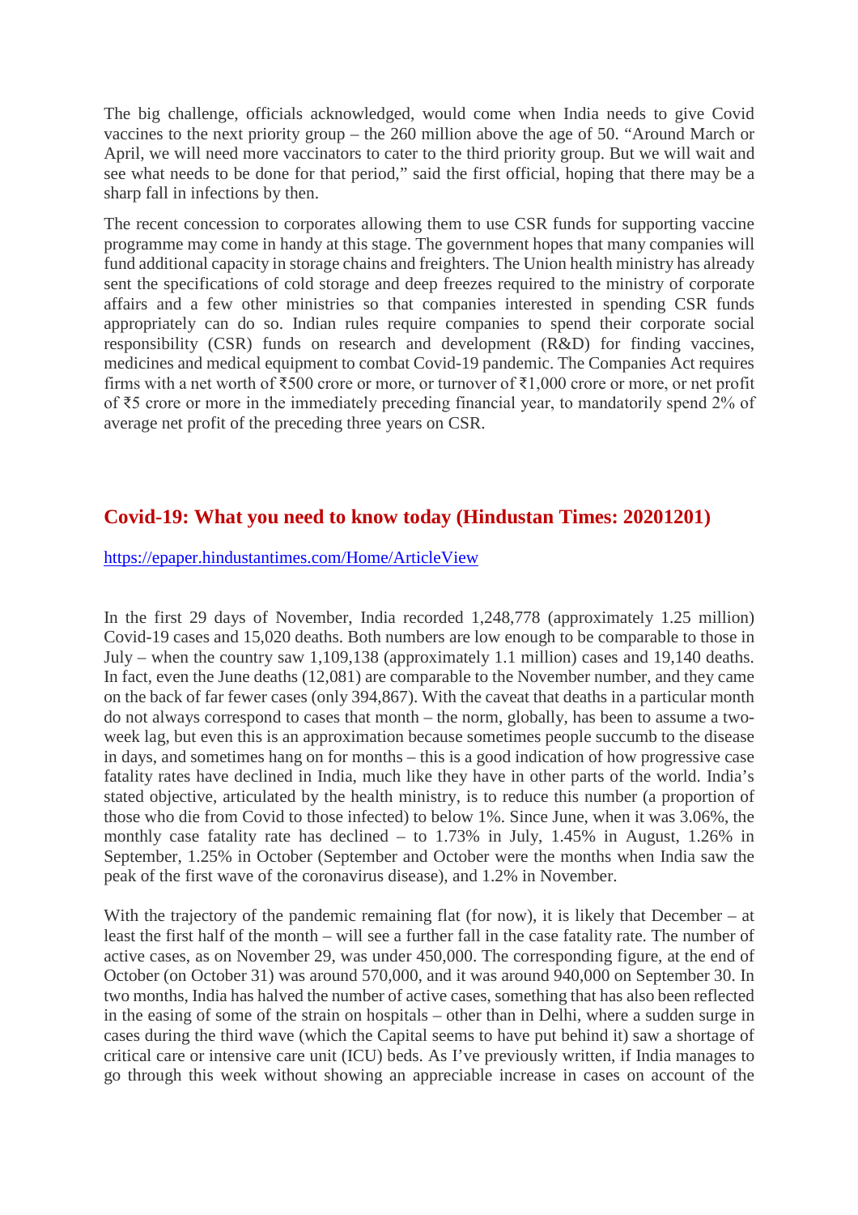The big challenge, officials acknowledged, would come when India needs to give Covid vaccines to the next priority group – the 260 million above the age of 50. "Around March or April, we will need more vaccinators to cater to the third priority group. But we will wait and see what needs to be done for that period," said the first official, hoping that there may be a sharp fall in infections by then.

The recent concession to corporates allowing them to use CSR funds for supporting vaccine programme may come in handy at this stage. The government hopes that many companies will fund additional capacity in storage chains and freighters. The Union health ministry has already sent the specifications of cold storage and deep freezes required to the ministry of corporate affairs and a few other ministries so that companies interested in spending CSR funds appropriately can do so. Indian rules require companies to spend their corporate social responsibility (CSR) funds on research and development (R&D) for finding vaccines, medicines and medical equipment to combat Covid-19 pandemic. The Companies Act requires firms with a net worth of ₹500 crore or more, or turnover of ₹1,000 crore or more, or net profit of ₹5 crore or more in the immediately preceding financial year, to mandatorily spend 2% of average net profit of the preceding three years on CSR.

## Covid-19: What you need to know today (Hindustan Times: 20201201)

https://epaper.hindustantimes.com/Home/ArticleView

In the first 29 days of November, India recorded 1,248,778 (approximately 1.25 million) Covid-19 cases and 15,020 deaths. Both numbers are low enough to be comparable to those in July – when the country saw 1,109,138 (approximately 1.1 million) cases and 19,140 deaths. In fact, even the June deaths (12,081) are comparable to the November number, and they came on the back of far fewer cases (only 394,867). With the caveat that deaths in a particular month do not always correspond to cases that month – the norm, globally, has been to assume a two-week lag, but even this is an approximation because sometimes people succumb to the disease in days, and sometimes hang on for months – this is a good indication of how progressive case fatality rates have declined in India, much like they have in other parts of the world. India's stated objective, articulated by the health ministry, is to reduce this number (a proportion of those who die from Covid to those infected) to below 1%. Since June, when it was 3.06%, the monthly case fatality rate has declined – to 1.73% in July, 1.45% in August, 1.26% in September, 1.25% in October (September and October were the months when India saw the peak of the first wave of the coronavirus disease), and 1.2% in November.

With the trajectory of the pandemic remaining flat (for now), it is likely that December – at least the first half of the month – will see a further fall in the case fatality rate. The number of active cases, as on November 29, was under 450,000. The corresponding figure, at the end of October (on October 31) was around 570,000, and it was around 940,000 on September 30. In two months, India has halved the number of active cases, something that has also been reflected in the easing of some of the strain on hospitals – other than in Delhi, where a sudden surge in cases during the third wave (which the Capital seems to have put behind it) saw a shortage of critical care or intensive care unit (ICU) beds. As I've previously written, if India manages to go through this week without showing an appreciable increase in cases on account of the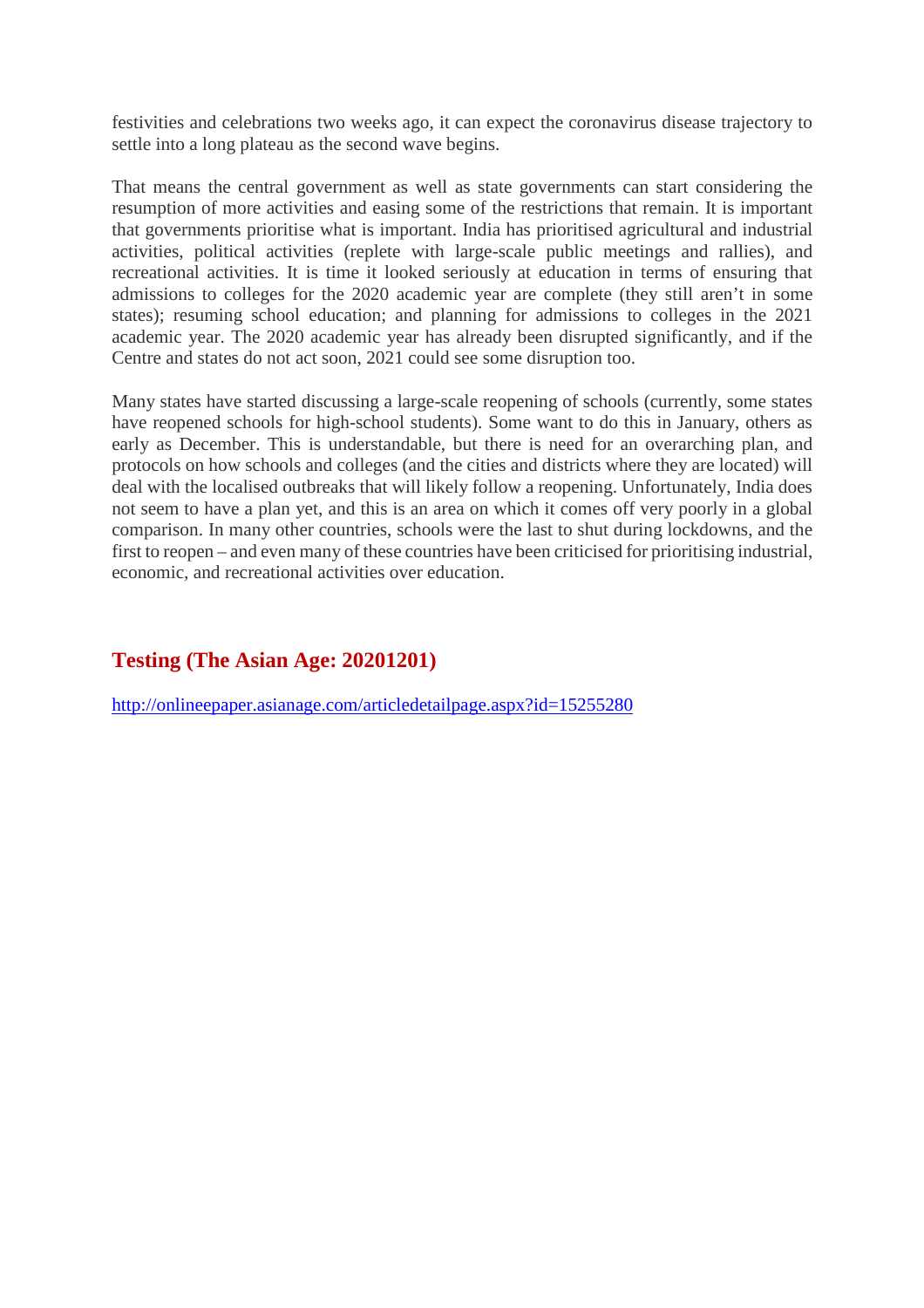festivities and celebrations two weeks ago, it can expect the coronavirus disease trajectory to settle into a long plateau as the second wave begins.

That means the central government as well as state governments can start considering the resumption of more activities and easing some of the restrictions that remain. It is important that governments prioritise what is important. India has prioritised agricultural and industrial activities, political activities (replete with large-scale public meetings and rallies), and recreational activities. It is time it looked seriously at education in terms of ensuring that admissions to colleges for the 2020 academic year are complete (they still aren't in some states); resuming school education; and planning for admissions to colleges in the 2021 academic year. The 2020 academic year has already been disrupted significantly, and if the Centre and states do not act soon, 2021 could see some disruption too.

Many states have started discussing a large-scale reopening of schools (currently, some states have reopened schools for high-school students). Some want to do this in January, others as early as December. This is understandable, but there is need for an overarching plan, and protocols on how schools and colleges (and the cities and districts where they are located) will deal with the localised outbreaks that will likely follow a reopening. Unfortunately, India does not seem to have a plan yet, and this is an area on which it comes off very poorly in a global comparison. In many other countries, schools were the last to shut during lockdowns, and the first to reopen – and even many of these countries have been criticised for prioritising industrial, economic, and recreational activities over education.

## Testing (The Asian Age: 20201201)

http://onlineepaper.asianage.com/articledetailpage.aspx?id=15255280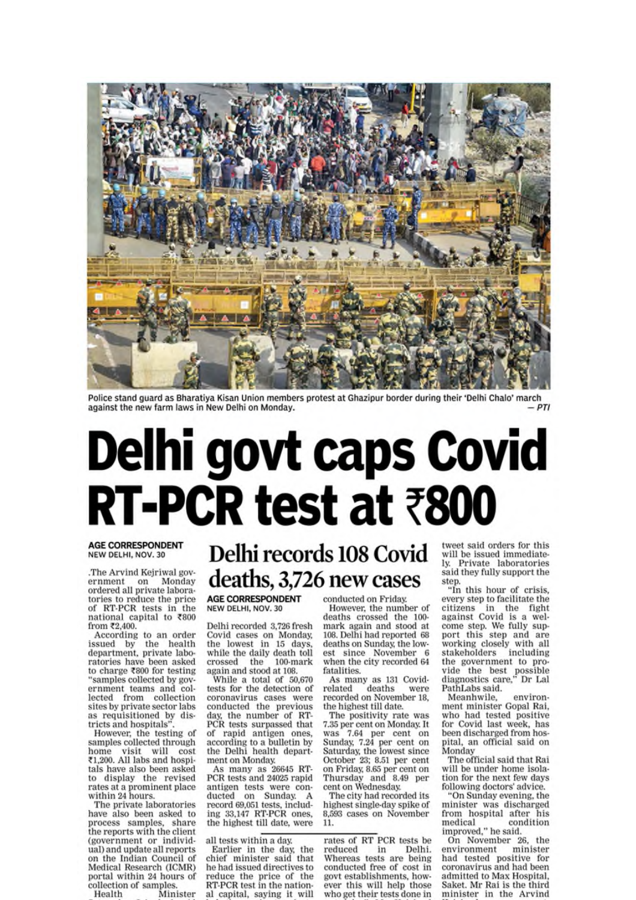Police stand guard as Bharatiya Kisan Union members protest at Ghazipur border during their 'Delhi Chalo' march against the new farm laws in New Delhi on Monday. — PTI

# Delhi govt caps Covid RT-PCR test at ₹800

**AGE CORRESPONDENT**
NEW DELHI, NOV. 30

.The Arvind Kejriwal government on Monday ordered all private laboratories to reduce the price of RT-PCR tests in the national capital to ₹800 from ₹2,400.

According to an order issued by the health department, private laboratories have been asked to charge ₹800 for testing "samples collected by government teams and collected from collection sites by private sector labs as requisitioned by districts and hospitals".

However, the testing of samples collected through home visit will cost ₹1,200. All labs and hospitals have also been asked to display the revised rates at a prominent place within 24 hours.

The private laboratories have also been asked to process samples, share the reports with the client (government or individual) and update all reports on the Indian Council of Medical Research (ICMR) portal within 24 hours of collection of samples.

Health Minister

all tests within a day.

Earlier in the day, the chief minister said that he had issued directives to reduce the price of the RT-PCR test in the national capital, saying it will

rates of RT PCR tests be reduced in Delhi. Whereas tests are being conducted free of cost in govt establishments, however this will help those who get their tests done in

tweet said orders for this will be issued immediately. Private laboratories said they fully support the step.

"In this hour of crisis, every step to facilitate the citizens in the fight against Covid is a welcome step. We fully support this step and are working closely with all stakeholders including the government to provide the best possible diagnostics care," Dr Lal PathLabs said.

Meanhwile, environment minister Gopal Rai, who had tested positive for Covid last week, has been discharged from hospital, an official said on Monday

The official said that Rai will be under home isolation for the next few days following doctors' advice.

"On Sunday evening, the minister was discharged from hospital after his medical condition improved," he said.

On November 26, the environment minister had tested positive for coronavirus and had been admitted to Max Hospital, Saket. Mr Rai is the third minister in the Arvind

## Delhi records 108 Covid deaths, 3,726 new cases

**AGE CORRESPONDENT**
NEW DELHI, NOV. 30

Delhi recorded 3,726 fresh Covid cases on Monday, the lowest in 15 days, while the daily death toll crossed the 100-mark again and stood at 108.

While a total of 50,670 tests for the detection of coronavirus cases were conducted the previous day, the number of RT-PCR tests surpassed that of rapid antigen ones, according to a bulletin by the Delhi health department on Monday.

As many as 26645 RT-PCR tests and 24025 rapid antigen tests were conducted on Sunday. A record 69,051 tests, including 33,147 RT-PCR ones, the highest till date, were conducted on Friday.

However, the number of deaths crossed the 100-mark again and stood at 108. Delhi had reported 68 deaths on Sunday, the lowest since November 6 when the city recorded 64 fatalities.

As many as 131 Covid-related deaths were recorded on November 18, the highest till date.

The positivity rate was 7.35 per cent on Monday. It was 7.64 per cent on Sunday, 7.24 per cent on Saturday, the lowest since October 23; 8.51 per cent on Friday, 8.65 per cent on Thursday and 8.49 per cent on Wednesday.

The city had recorded its highest single-day spike of 8,593 cases on November 11.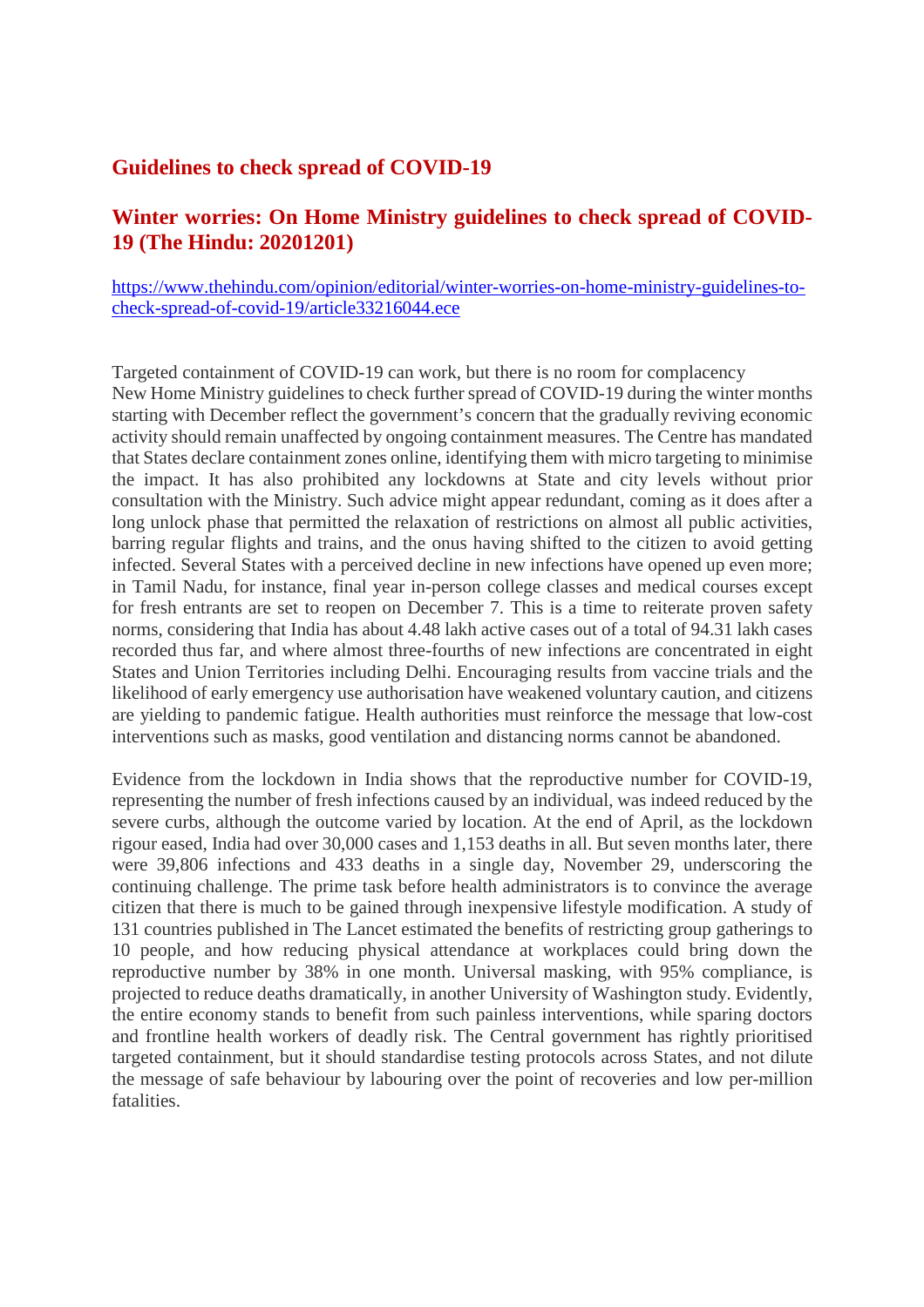## Guidelines to check spread of COVID-19

## Winter worries: On Home Ministry guidelines to check spread of COVID-19 (The Hindu: 20201201)

https://www.thehindu.com/opinion/editorial/winter-worries-on-home-ministry-guidelines-to-check-spread-of-covid-19/article33216044.ece

Targeted containment of COVID-19 can work, but there is no room for complacency
New Home Ministry guidelines to check further spread of COVID-19 during the winter months starting with December reflect the government's concern that the gradually reviving economic activity should remain unaffected by ongoing containment measures. The Centre has mandated that States declare containment zones online, identifying them with micro targeting to minimise the impact. It has also prohibited any lockdowns at State and city levels without prior consultation with the Ministry. Such advice might appear redundant, coming as it does after a long unlock phase that permitted the relaxation of restrictions on almost all public activities, barring regular flights and trains, and the onus having shifted to the citizen to avoid getting infected. Several States with a perceived decline in new infections have opened up even more; in Tamil Nadu, for instance, final year in-person college classes and medical courses except for fresh entrants are set to reopen on December 7. This is a time to reiterate proven safety norms, considering that India has about 4.48 lakh active cases out of a total of 94.31 lakh cases recorded thus far, and where almost three-fourths of new infections are concentrated in eight States and Union Territories including Delhi. Encouraging results from vaccine trials and the likelihood of early emergency use authorisation have weakened voluntary caution, and citizens are yielding to pandemic fatigue. Health authorities must reinforce the message that low-cost interventions such as masks, good ventilation and distancing norms cannot be abandoned.

Evidence from the lockdown in India shows that the reproductive number for COVID-19, representing the number of fresh infections caused by an individual, was indeed reduced by the severe curbs, although the outcome varied by location. At the end of April, as the lockdown rigour eased, India had over 30,000 cases and 1,153 deaths in all. But seven months later, there were 39,806 infections and 433 deaths in a single day, November 29, underscoring the continuing challenge. The prime task before health administrators is to convince the average citizen that there is much to be gained through inexpensive lifestyle modification. A study of 131 countries published in The Lancet estimated the benefits of restricting group gatherings to 10 people, and how reducing physical attendance at workplaces could bring down the reproductive number by 38% in one month. Universal masking, with 95% compliance, is projected to reduce deaths dramatically, in another University of Washington study. Evidently, the entire economy stands to benefit from such painless interventions, while sparing doctors and frontline health workers of deadly risk. The Central government has rightly prioritised targeted containment, but it should standardise testing protocols across States, and not dilute the message of safe behaviour by labouring over the point of recoveries and low per-million fatalities.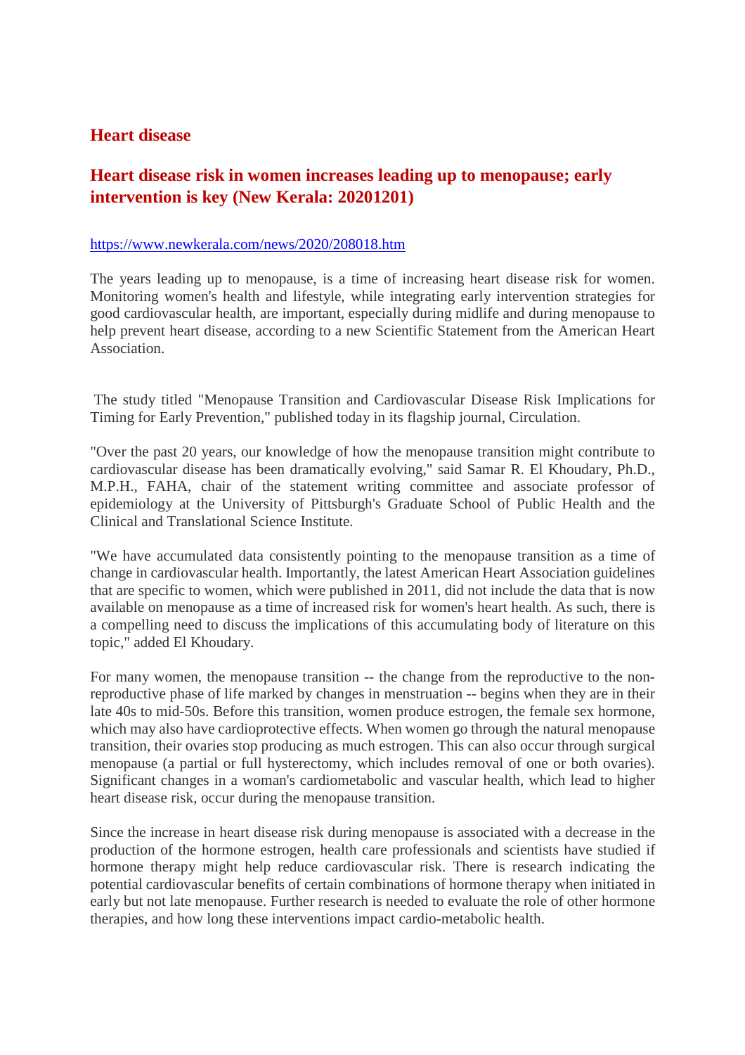## Heart disease

## Heart disease risk in women increases leading up to menopause; early intervention is key (New Kerala: 20201201)

https://www.newkerala.com/news/2020/208018.htm

The years leading up to menopause, is a time of increasing heart disease risk for women. Monitoring women's health and lifestyle, while integrating early intervention strategies for good cardiovascular health, are important, especially during midlife and during menopause to help prevent heart disease, according to a new Scientific Statement from the American Heart Association.

The study titled "Menopause Transition and Cardiovascular Disease Risk Implications for Timing for Early Prevention," published today in its flagship journal, Circulation.

"Over the past 20 years, our knowledge of how the menopause transition might contribute to cardiovascular disease has been dramatically evolving," said Samar R. El Khoudary, Ph.D., M.P.H., FAHA, chair of the statement writing committee and associate professor of epidemiology at the University of Pittsburgh's Graduate School of Public Health and the Clinical and Translational Science Institute.

"We have accumulated data consistently pointing to the menopause transition as a time of change in cardiovascular health. Importantly, the latest American Heart Association guidelines that are specific to women, which were published in 2011, did not include the data that is now available on menopause as a time of increased risk for women's heart health. As such, there is a compelling need to discuss the implications of this accumulating body of literature on this topic," added El Khoudary.

For many women, the menopause transition -- the change from the reproductive to the non-reproductive phase of life marked by changes in menstruation -- begins when they are in their late 40s to mid-50s. Before this transition, women produce estrogen, the female sex hormone, which may also have cardioprotective effects. When women go through the natural menopause transition, their ovaries stop producing as much estrogen. This can also occur through surgical menopause (a partial or full hysterectomy, which includes removal of one or both ovaries). Significant changes in a woman's cardiometabolic and vascular health, which lead to higher heart disease risk, occur during the menopause transition.

Since the increase in heart disease risk during menopause is associated with a decrease in the production of the hormone estrogen, health care professionals and scientists have studied if hormone therapy might help reduce cardiovascular risk. There is research indicating the potential cardiovascular benefits of certain combinations of hormone therapy when initiated in early but not late menopause. Further research is needed to evaluate the role of other hormone therapies, and how long these interventions impact cardio-metabolic health.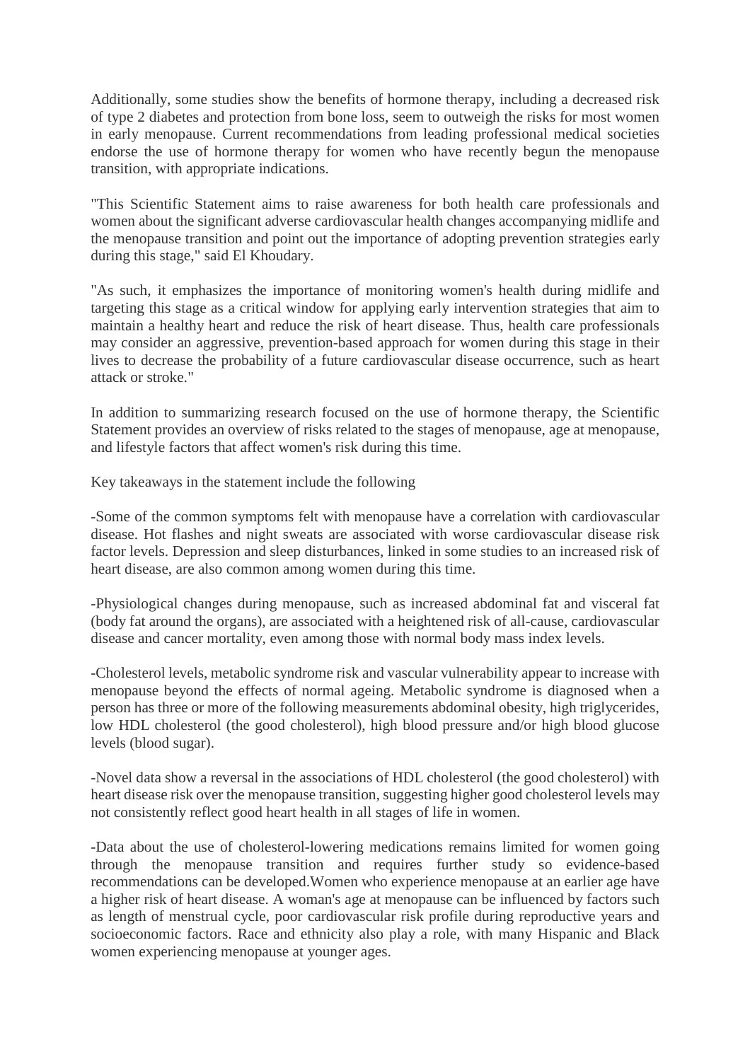Additionally, some studies show the benefits of hormone therapy, including a decreased risk of type 2 diabetes and protection from bone loss, seem to outweigh the risks for most women in early menopause. Current recommendations from leading professional medical societies endorse the use of hormone therapy for women who have recently begun the menopause transition, with appropriate indications.

"This Scientific Statement aims to raise awareness for both health care professionals and women about the significant adverse cardiovascular health changes accompanying midlife and the menopause transition and point out the importance of adopting prevention strategies early during this stage," said El Khoudary.

"As such, it emphasizes the importance of monitoring women's health during midlife and targeting this stage as a critical window for applying early intervention strategies that aim to maintain a healthy heart and reduce the risk of heart disease. Thus, health care professionals may consider an aggressive, prevention-based approach for women during this stage in their lives to decrease the probability of a future cardiovascular disease occurrence, such as heart attack or stroke."

In addition to summarizing research focused on the use of hormone therapy, the Scientific Statement provides an overview of risks related to the stages of menopause, age at menopause, and lifestyle factors that affect women's risk during this time.

Key takeaways in the statement include the following

-Some of the common symptoms felt with menopause have a correlation with cardiovascular disease. Hot flashes and night sweats are associated with worse cardiovascular disease risk factor levels. Depression and sleep disturbances, linked in some studies to an increased risk of heart disease, are also common among women during this time.

-Physiological changes during menopause, such as increased abdominal fat and visceral fat (body fat around the organs), are associated with a heightened risk of all-cause, cardiovascular disease and cancer mortality, even among those with normal body mass index levels.

-Cholesterol levels, metabolic syndrome risk and vascular vulnerability appear to increase with menopause beyond the effects of normal ageing. Metabolic syndrome is diagnosed when a person has three or more of the following measurements abdominal obesity, high triglycerides, low HDL cholesterol (the good cholesterol), high blood pressure and/or high blood glucose levels (blood sugar).

-Novel data show a reversal in the associations of HDL cholesterol (the good cholesterol) with heart disease risk over the menopause transition, suggesting higher good cholesterol levels may not consistently reflect good heart health in all stages of life in women.

-Data about the use of cholesterol-lowering medications remains limited for women going through the menopause transition and requires further study so evidence-based recommendations can be developed.Women who experience menopause at an earlier age have a higher risk of heart disease. A woman's age at menopause can be influenced by factors such as length of menstrual cycle, poor cardiovascular risk profile during reproductive years and socioeconomic factors. Race and ethnicity also play a role, with many Hispanic and Black women experiencing menopause at younger ages.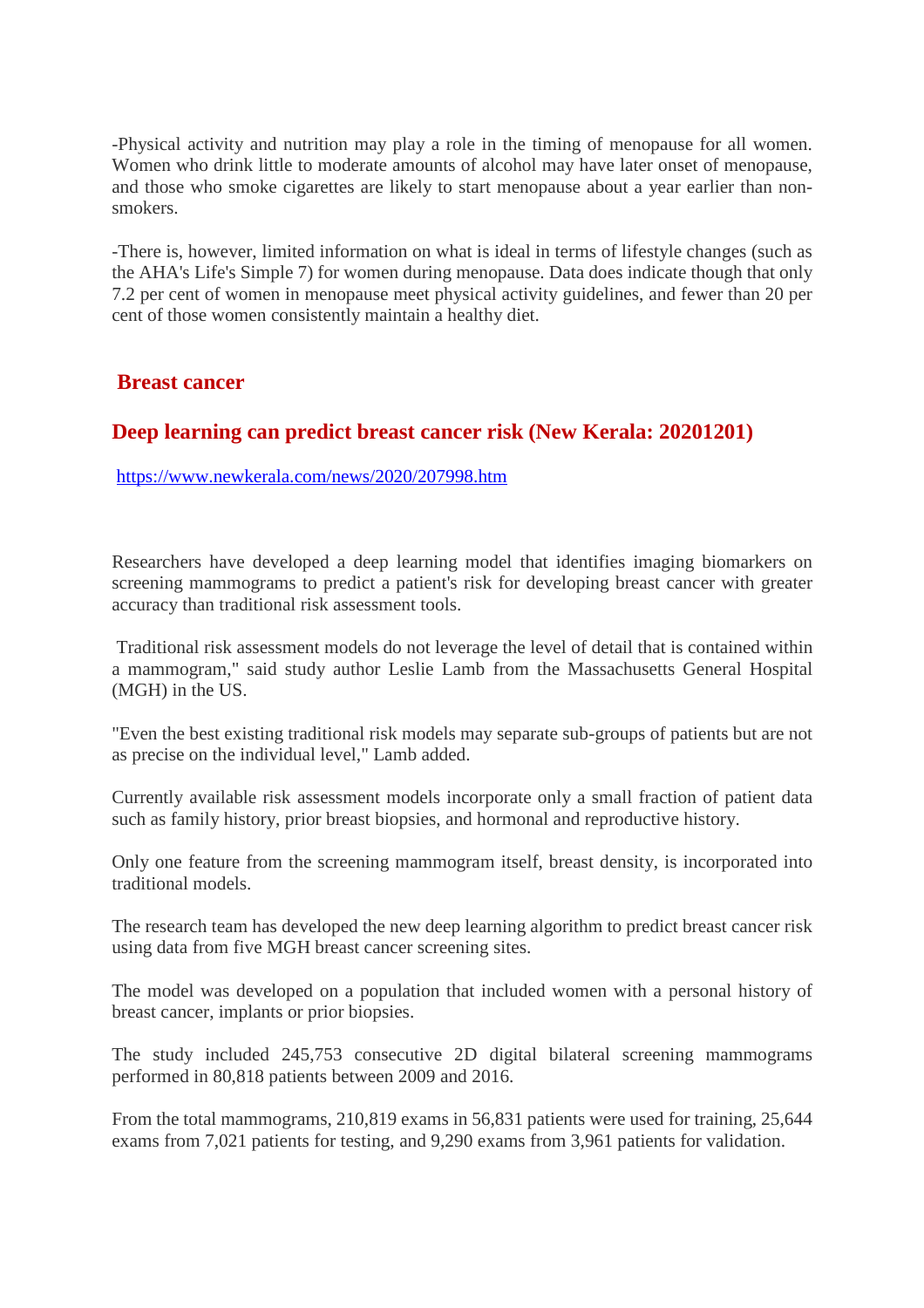-Physical activity and nutrition may play a role in the timing of menopause for all women. Women who drink little to moderate amounts of alcohol may have later onset of menopause, and those who smoke cigarettes are likely to start menopause about a year earlier than non-smokers.

-There is, however, limited information on what is ideal in terms of lifestyle changes (such as the AHA's Life's Simple 7) for women during menopause. Data does indicate though that only 7.2 per cent of women in menopause meet physical activity guidelines, and fewer than 20 per cent of those women consistently maintain a healthy diet.

## Breast cancer

### Deep learning can predict breast cancer risk (New Kerala: 20201201)

https://www.newkerala.com/news/2020/207998.htm

Researchers have developed a deep learning model that identifies imaging biomarkers on screening mammograms to predict a patient's risk for developing breast cancer with greater accuracy than traditional risk assessment tools.

Traditional risk assessment models do not leverage the level of detail that is contained within a mammogram," said study author Leslie Lamb from the Massachusetts General Hospital (MGH) in the US.

"Even the best existing traditional risk models may separate sub-groups of patients but are not as precise on the individual level," Lamb added.

Currently available risk assessment models incorporate only a small fraction of patient data such as family history, prior breast biopsies, and hormonal and reproductive history.

Only one feature from the screening mammogram itself, breast density, is incorporated into traditional models.

The research team has developed the new deep learning algorithm to predict breast cancer risk using data from five MGH breast cancer screening sites.

The model was developed on a population that included women with a personal history of breast cancer, implants or prior biopsies.

The study included 245,753 consecutive 2D digital bilateral screening mammograms performed in 80,818 patients between 2009 and 2016.

From the total mammograms, 210,819 exams in 56,831 patients were used for training, 25,644 exams from 7,021 patients for testing, and 9,290 exams from 3,961 patients for validation.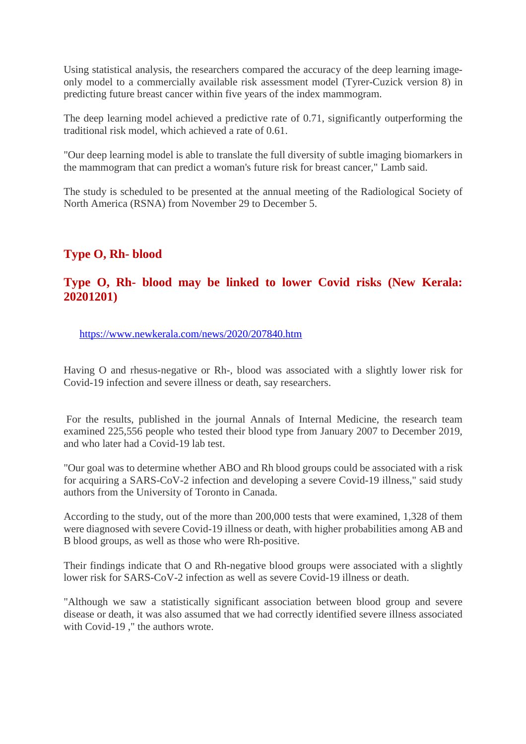Using statistical analysis, the researchers compared the accuracy of the deep learning image-only model to a commercially available risk assessment model (Tyrer-Cuzick version 8) in predicting future breast cancer within five years of the index mammogram.

The deep learning model achieved a predictive rate of 0.71, significantly outperforming the traditional risk model, which achieved a rate of 0.61.

"Our deep learning model is able to translate the full diversity of subtle imaging biomarkers in the mammogram that can predict a woman's future risk for breast cancer," Lamb said.

The study is scheduled to be presented at the annual meeting of the Radiological Society of North America (RSNA) from November 29 to December 5.

## Type O, Rh- blood

## Type O, Rh- blood may be linked to lower Covid risks (New Kerala: 20201201)

https://www.newkerala.com/news/2020/207840.htm

Having O and rhesus-negative or Rh-, blood was associated with a slightly lower risk for Covid-19 infection and severe illness or death, say researchers.

For the results, published in the journal Annals of Internal Medicine, the research team examined 225,556 people who tested their blood type from January 2007 to December 2019, and who later had a Covid-19 lab test.

"Our goal was to determine whether ABO and Rh blood groups could be associated with a risk for acquiring a SARS-CoV-2 infection and developing a severe Covid-19 illness," said study authors from the University of Toronto in Canada.

According to the study, out of the more than 200,000 tests that were examined, 1,328 of them were diagnosed with severe Covid-19 illness or death, with higher probabilities among AB and B blood groups, as well as those who were Rh-positive.

Their findings indicate that O and Rh-negative blood groups were associated with a slightly lower risk for SARS-CoV-2 infection as well as severe Covid-19 illness or death.

"Although we saw a statistically significant association between blood group and severe disease or death, it was also assumed that we had correctly identified severe illness associated with Covid-19 ," the authors wrote.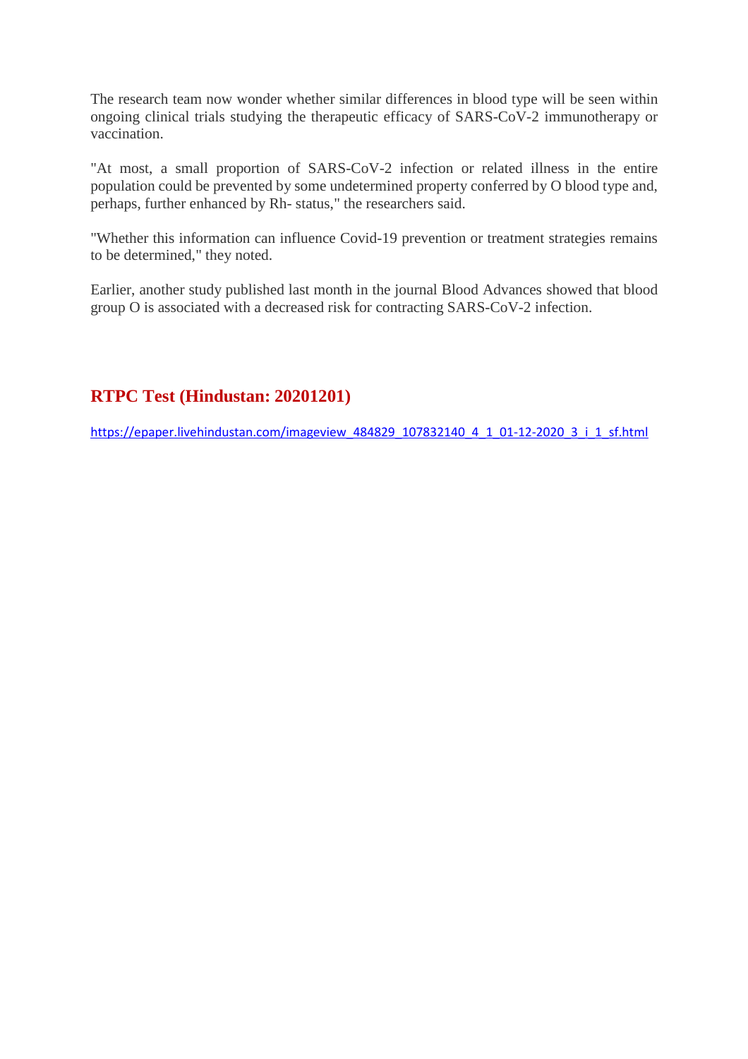The research team now wonder whether similar differences in blood type will be seen within ongoing clinical trials studying the therapeutic efficacy of SARS-CoV-2 immunotherapy or vaccination.

"At most, a small proportion of SARS-CoV-2 infection or related illness in the entire population could be prevented by some undetermined property conferred by O blood type and, perhaps, further enhanced by Rh- status," the researchers said.

"Whether this information can influence Covid-19 prevention or treatment strategies remains to be determined," they noted.

Earlier, another study published last month in the journal Blood Advances showed that blood group O is associated with a decreased risk for contracting SARS-CoV-2 infection.

## RTPC Test (Hindustan: 20201201)

https://epaper.livehindustan.com/imageview_484829_107832140_4_1_01-12-2020_3_i_1_sf.html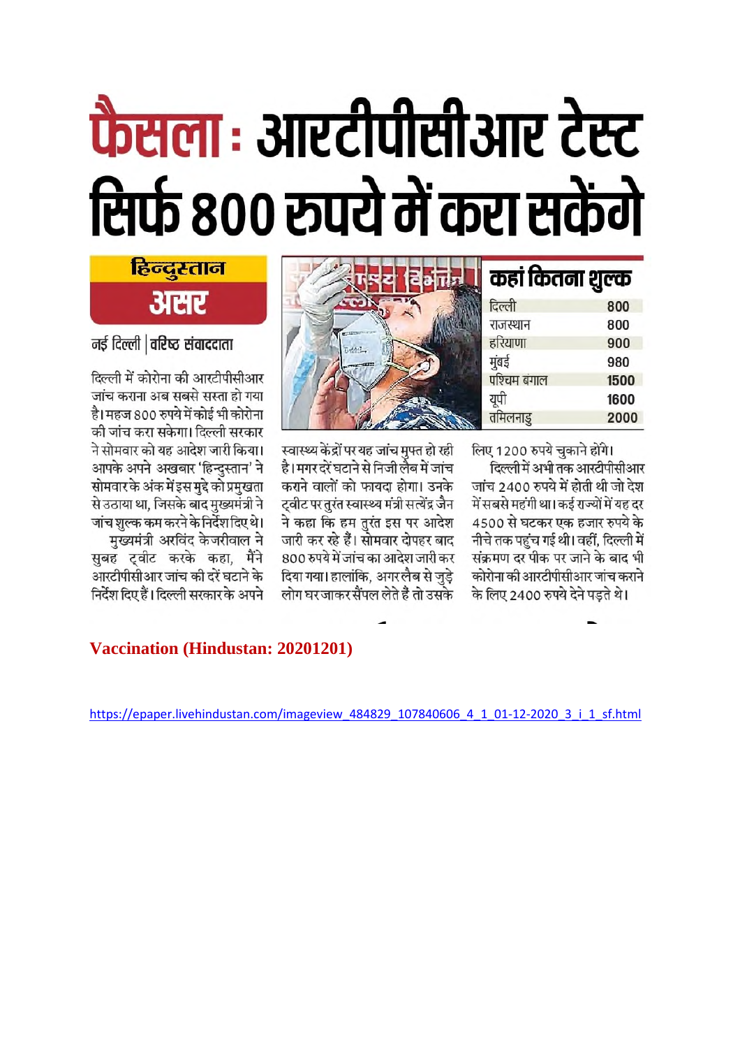# फैसला : आरटीपीसीआर टेस्ट सिर्फ 800 रुपये में करा सकेंगे

**हिन्दुस्तान असर**

नई दिल्ली | **वरिष्ठ संवाददाता**

दिल्ली में कोरोना की आरटीपीसीआर जांच कराना अब सबसे सस्ता हो गया है। महज 800 रुपये में कोई भी कोरोना की जांच करा सकेगा। दिल्ली सरकार ने सोमवार को यह आदेश जारी किया। आपके अपने अखबार 'हिन्दुस्तान' ने सोमवार के अंक में इस मुद्दे को प्रमुखता से उठाया था, जिसके बाद मुख्यमंत्री ने जांच शुल्क कम करने के निर्देश दिए थे।

मुख्यमंत्री अरविंद केजरीवाल ने सुबह ट्वीट करके कहा, मैंने आरटीपीसीआर जांच की दरें घटाने के निर्देश दिए हैं। दिल्ली सरकार के अपने स्वास्थ्य केंद्रों पर यह जांच मुफ्त हो रही है। मगर दरें घटाने से निजी लैब में जांच कराने वालों को फायदा होगा। उनके ट्वीट पर तुरंत स्वास्थ्य मंत्री सत्येंद्र जैन ने कहा कि हम तुरंत इस पर आदेश जारी कर रहे हैं। सोमवार दोपहर बाद 800 रुपये में जांच का आदेश जारी कर दिया गया। हालांकि, अगर लैब से जुड़े लोग घर जाकर सैंपल लेते हैं तो उसके लिए 1200 रुपये चुकाने होंगे।

दिल्ली में अभी तक आरटीपीसीआर जांच 2400 रुपये में होती थी जो देश में सबसे महंगी था। कई राज्यों में यह दर 4500 से घटकर एक हजार रुपये के नीचे तक पहुंच गई थी। वहीं, दिल्ली में संक्रमण दर पीक पर जाने के बाद भी कोरोना की आरटीपीसीआर जांच कराने के लिए 2400 रुपये देने पड़ते थे।

**कहां कितना शुल्क**

| | |
|---|---|
| दिल्ली | 800 |
| राजस्थान | 800 |
| हरियाणा | 900 |
| मुंबई | 980 |
| पश्चिम बंगाल | 1500 |
| यूपी | 1600 |
| तमिलनाडु | 2000 |

**Vaccination (Hindustan: 20201201)**

https://epaper.livehindustan.com/imageview_484829_107840606_4_1_01-12-2020_3_i_1_sf.html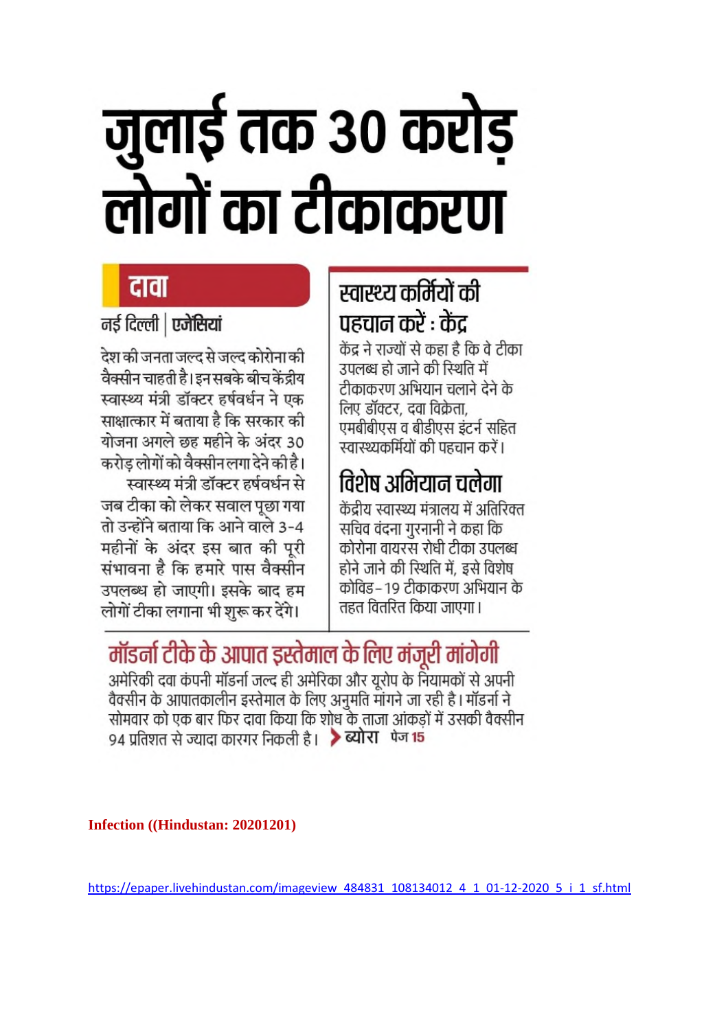# जुलाई तक 30 करोड़ लोगों का टीकाकरण

## दावा

**नई दिल्ली | एजेंसियां**

देश की जनता जल्द से जल्द कोरोना की वैक्सीन चाहती है। इन सबके बीच केंद्रीय स्वास्थ्य मंत्री डॉक्टर हर्षवर्धन ने एक साक्षात्कार में बताया है कि सरकार की योजना अगले छह महीने के अंदर 30 करोड़ लोगों को वैक्सीन लगा देने की है।

स्वास्थ्य मंत्री डॉक्टर हर्षवर्धन से जब टीका को लेकर सवाल पूछा गया तो उन्होंने बताया कि आने वाले 3-4 महीनों के अंदर इस बात की पूरी संभावना है कि हमारे पास वैक्सीन उपलब्ध हो जाएगी। इसके बाद हम लोगों टीका लगाना भी शुरू कर देंगे।

## स्वास्थ्य कर्मियों की पहचान करें : केंद्र

केंद्र ने राज्यों से कहा है कि वे टीका उपलब्ध हो जाने की स्थिति में टीकाकरण अभियान चलाने देने के लिए डॉक्टर, दवा विक्रेता, एमबीबीएस व बीडीएस इंटर्न सहित स्वास्थ्यकर्मियों की पहचान करें।

## विशेष अभियान चलेगा

केंद्रीय स्वास्थ्य मंत्रालय में अतिरिक्त सचिव वंदना गुरनानी ने कहा कि कोरोना वायरस रोधी टीका उपलब्ध होने जाने की स्थिति में, इसे विशेष कोविड-19 टीकाकरण अभियान के तहत वितरित किया जाएगा।

## मॉडर्ना टीके के आपात इस्तेमाल के लिए मंजूरी मांगेगी

अमेरिकी दवा कंपनी मॉडर्ना जल्द ही अमेरिका और यूरोप के नियामकों से अपनी वैक्सीन के आपातकालीन इस्तेमाल के लिए अनुमति मांगने जा रही है। मॉडर्ना ने सोमवार को एक बार फिर दावा किया कि शोध के ताजा आंकड़ों में उसकी वैक्सीन 94 प्रतिशत से ज्यादा कारगर निकली है। **> ब्योरा** पेज 15

**Infection ((Hindustan: 20201201)**

https://epaper.livehindustan.com/imageview_484831_108134012_4_1_01-12-2020_5_i_1_sf.html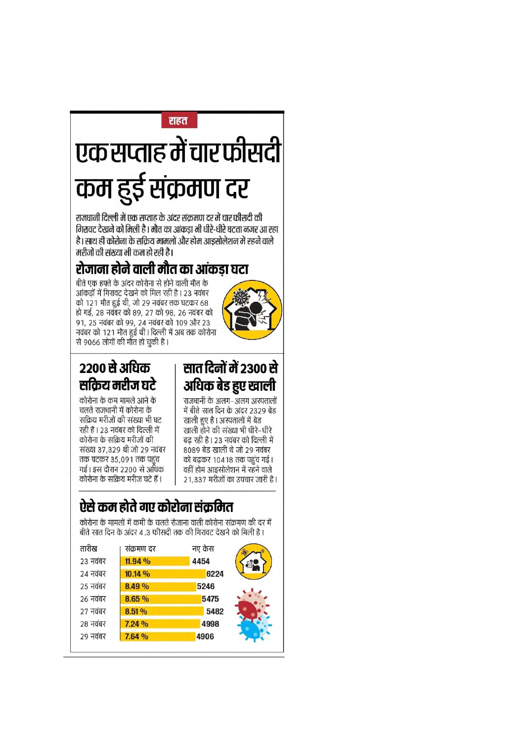राहत

# एक सप्ताह में चार फीसदी कम हुई संक्रमण दर

**राजधानी दिल्ली में एक सप्ताह के अंदर संक्रमण दर में चार फीसदी की गिरावट देखने को मिली है। मौत का आंकड़ा भी धीरे-धीरे घटता नजर आ रहा है। साथ ही कोरोना के सक्रिय मामलों और होम आइसोलेशन में रहने वाले मरीजों की संख्या भी कम हो रही है।**

## रोजाना होने वाली मौत का आंकड़ा घटा

बीते एक हफ्ते के अंदर कोरोना से होने वाली मौत के आंकड़ों में गिरावट देखने को मिल रही है। 23 नवंबर को 121 मौत हुई थी, जो 29 नवंबर तक घटकर 68 हो गई, 28 नवंबर को 89, 27 को 98, 26 नवंबर को 91, 25 नवंबर को 99, 24 नवंबर को 109 और 23 नवंबर को 121 मौत हुई थी। दिल्ली में अब तक कोरोना से 9066 लोगों की मौत हो चुकी है।

## 2200 से अधिक सक्रिय मरीज घटे

कोरोना के कम मामले आने के चलते राजधानी में कोरोना के सक्रिय मरीजों की संख्या भी घट रही है। 23 नवंबर को दिल्ली में कोरोना के सक्रिय मरीजों की संख्या 37,329 थी जो 29 नवंबर तक घटकर 35,091 तक पहुंच गई। इस दौरान 2200 से अधिक कोरोना के सक्रिय मरीज घटे हैं।

## सात दिनों में 2300 से अधिक बेड हुए खाली

राजधानी के अलग-अलग अस्पतालों में बीते सात दिन के अंदर 2329 बेड खाली हुए है। अस्पतालों में बेड खाली होने की संख्या भी धीरे-धीरे बढ़ रही है। 23 नवंबर को दिल्ली में 8089 बेड खाली थे जो 29 नवंबर को बढ़कर 10418 तक पहुंच गई। वहीं होम आइसोलेशन में रहने वाले 21,337 मरीजों का उपचार जारी है।

## ऐसे कम होते गए कोरोना संक्रमित

कोरोना के मामलों में कमी के चलते रोजाना वाली कोरोना संक्रमण की दर में बीते सात दिन के अंदर 4.3 फीसदी तक की गिरावट देखने को मिली है।

| तारीख | संक्रमण दर | नए केस |
|---|---|---|
| 23 नवंबर | 11.94 % | 4454 |
| 24 नवंबर | 10.14 % | 6224 |
| 25 नवंबर | 8.49 % | 5246 |
| 26 नवंबर | 8.65 % | 5475 |
| 27 नवंबर | 8.51 % | 5482 |
| 28 नवंबर | 7.24 % | 4998 |
| 29 नवंबर | 7.64 % | 4906 |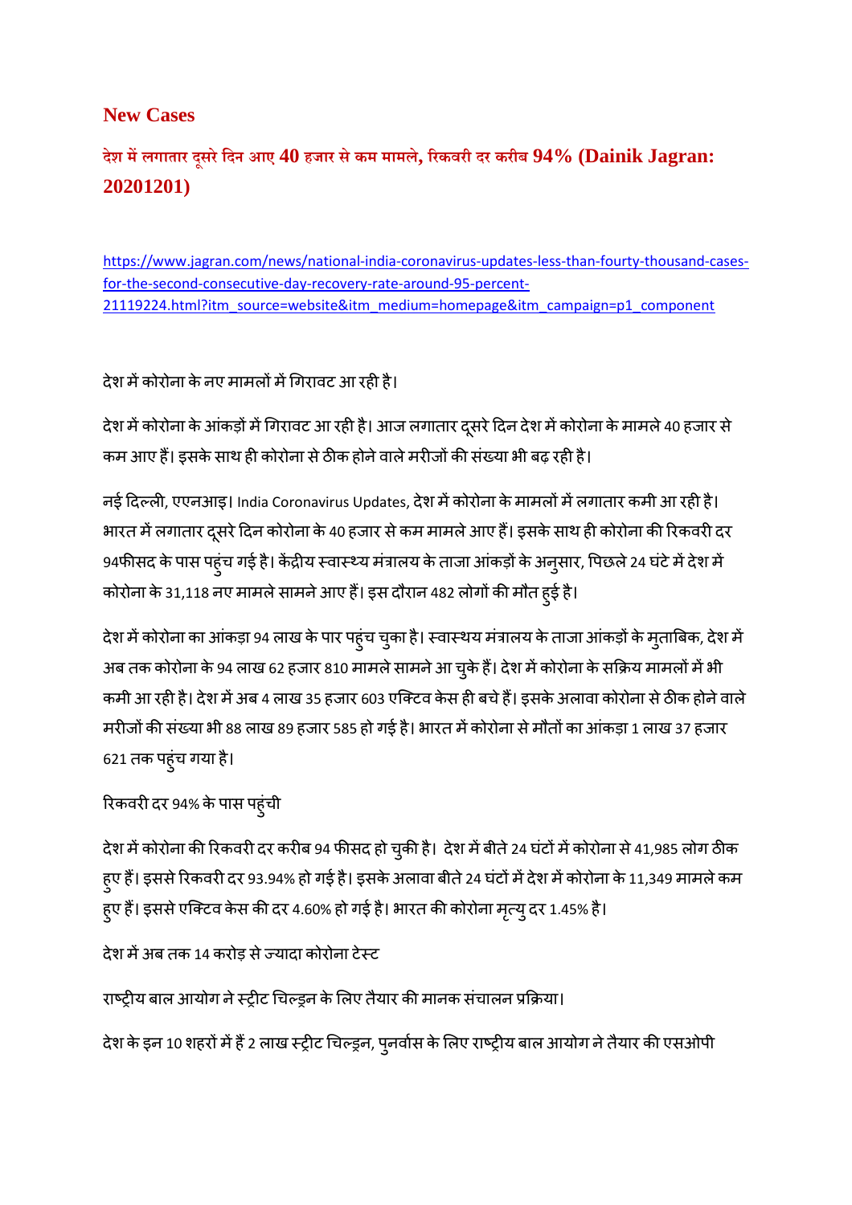## New Cases

### देश में लगातार दूसरे दिन आए 40 हजार से कम मामले, रिकवरी दर करीब 94% (Dainik Jagran: 20201201)

https://www.jagran.com/news/national-india-coronavirus-updates-less-than-fourty-thousand-cases-for-the-second-consecutive-day-recovery-rate-around-95-percent-21119224.html?itm_source=website&itm_medium=homepage&itm_campaign=p1_component

देश में कोरोना के नए मामलों में गिरावट आ रही है।

देश में कोरोना के आंकड़ों में गिरावट आ रही है। आज लगातार दूसरे दिन देश में कोरोना के मामले 40 हजार से कम आए हैं। इसके साथ ही कोरोना से ठीक होने वाले मरीजों की संख्या भी बढ़ रही है।

नई दिल्ली, एएनआइ। India Coronavirus Updates, देश में कोरोना के मामलों में लगातार कमी आ रही है। भारत में लगातार दूसरे दिन कोरोना के 40 हजार से कम मामले आए हैं। इसके साथ ही कोरोना की रिकवरी दर 94फीसद के पास पहुंच गई है। केंद्रीय स्वास्थ्य मंत्रालय के ताजा आंकड़ों के अनुसार, पिछले 24 घंटे में देश में कोरोना के 31,118 नए मामले सामने आए हैं। इस दौरान 482 लोगों की मौत हुई है।

देश में कोरोना का आंकड़ा 94 लाख के पार पहुंच चुका है। स्वास्थय मंत्रालय के ताजा आंकड़ों के मुताबिक, देश में अब तक कोरोना के 94 लाख 62 हजार 810 मामले सामने आ चुके हैं। देश में कोरोना के सक्रिय मामलों में भी कमी आ रही है। देश में अब 4 लाख 35 हजार 603 एक्टिव केस ही बचे हैं। इसके अलावा कोरोना से ठीक होने वाले मरीजों की संख्या भी 88 लाख 89 हजार 585 हो गई है। भारत में कोरोना से मौतों का आंकड़ा 1 लाख 37 हजार 621 तक पहुंच गया है।

रिकवरी दर 94% के पास पहुंची

देश में कोरोना की रिकवरी दर करीब 94 फीसद हो चुकी है। देश में बीते 24 घंटों में कोरोना से 41,985 लोग ठीक हुए हैं। इससे रिकवरी दर 93.94% हो गई है। इसके अलावा बीते 24 घंटों में देश में कोरोना के 11,349 मामले कम हुए हैं। इससे एक्टिव केस की दर 4.60% हो गई है। भारत की कोरोना मृत्यु दर 1.45% है।

देश में अब तक 14 करोड़ से ज्यादा कोरोना टेस्ट

राष्ट्रीय बाल आयोग ने स्ट्रीट चिल्ड्रन के लिए तैयार की मानक संचालन प्रक्रिया।

देश के इन 10 शहरों में हैं 2 लाख स्ट्रीट चिल्ड्रन, पुनर्वास के लिए राष्ट्रीय बाल आयोग ने तैयार की एसओपी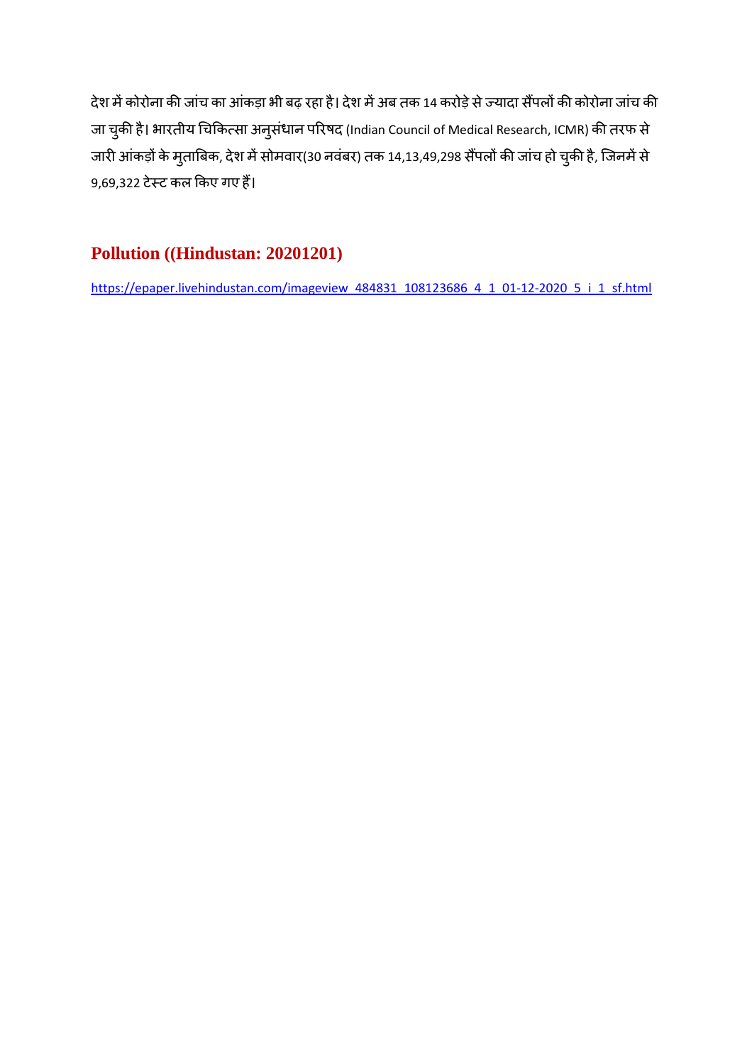देश में कोरोना की जांच का आंकड़ा भी बढ़ रहा है। देश में अब तक 14 करोड़े से ज्यादा सैंपलों की कोरोना जांच की जा चुकी है। भारतीय चिकित्सा अनुसंधान परिषद (Indian Council of Medical Research, ICMR) की तरफ से जारी आंकड़ों के मुताबिक, देश में सोमवार(30 नवंबर) तक 14,13,49,298 सैंपलों की जांच हो चुकी है, जिनमें से 9,69,322 टेस्ट कल किए गए हैं।

## Pollution ((Hindustan: 20201201)

https://epaper.livehindustan.com/imageview_484831_108123686_4_1_01-12-2020_5_i_1_sf.html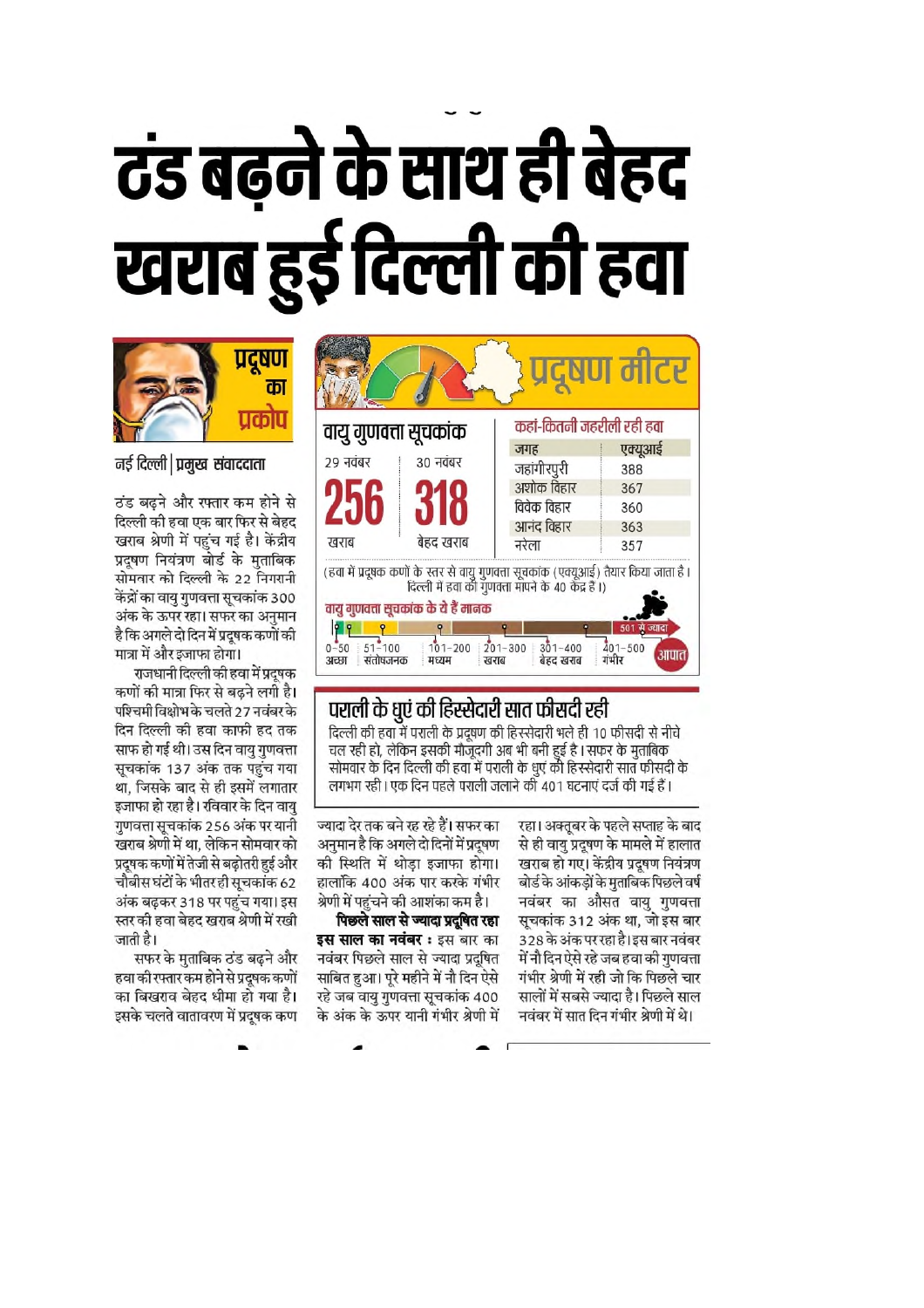# ठंड बढ़ने के साथ ही बेहद खराब हुई दिल्ली की हवा

**प्रदूषण का प्रकोप**

नई दिल्ली | प्रमुख संवाददाता

ठंड बढ़ने और रफ्तार कम होने से दिल्ली की हवा एक बार फिर से बेहद खराब श्रेणी में पहुंच गई है। केंद्रीय प्रदूषण नियंत्रण बोर्ड के मुताबिक सोमवार को दिल्ली के 22 निगरानी केंद्रों का वायु गुणवत्ता सूचकांक 300 अंक के ऊपर रहा। सफर का अनुमान है कि अगले दो दिन में प्रदूषक कणों की मात्रा में और इजाफा होगा।

राजधानी दिल्ली की हवा में प्रदूषक कणों की मात्रा फिर से बढ़ने लगी है। पश्चिमी विक्षोभ के चलते 27 नवंबर के दिन दिल्ली की हवा काफी हद तक साफ हो गई थी। उस दिन वायु गुणवत्ता सूचकांक 137 अंक तक पहुंच गया था, जिसके बाद से ही इसमें लगातार इजाफा हो रहा है। रविवार के दिन वायु गुणवत्ता सूचकांक 256 अंक पर यानी खराब श्रेणी में था, लेकिन सोमवार को प्रदूषक कणों में तेजी से बढ़ोतरी हुई और चौबीस घंटों के भीतर ही सूचकांक 62 अंक बढ़कर 318 पर पहुंच गया। इस स्तर की हवा बेहद खराब श्रेणी में रखी जाती है।

सफर के मुताबिक ठंड बढ़ने और हवा की रफ्तार कम होने से प्रदूषक कणों का बिखराव बेहद धीमा हो गया है। इसके चलते वातावरण में प्रदूषक कण ज्यादा देर तक बने रह रहे हैं। सफर का अनुमान है कि अगले दो दिनों में प्रदूषण की स्थिति में थोड़ा इजाफा होगा। हालांकि 400 अंक पार करके गंभीर श्रेणी में पहुंचने की आशंका कम है।

**पिछले साल से ज्यादा प्रदूषित रहा इस साल का नवंबर :** इस बार का नवंबर पिछले साल से ज्यादा प्रदूषित साबित हुआ। पूरे महीने में नौ दिन ऐसे रहे जब वायु गुणवत्ता सूचकांक 400 के अंक के ऊपर यानी गंभीर श्रेणी में रहा। अक्तूबर के पहले सप्ताह के बाद से ही वायु प्रदूषण के मामले में हालात खराब हो गए। केंद्रीय प्रदूषण नियंत्रण बोर्ड के आंकड़ों के मुताबिक पिछले वर्ष नवंबर का औसत वायु गुणवत्ता सूचकांक 312 अंक था, जो इस बार 328 के अंक पर रहा है। इस बार नवंबर में नौ दिन ऐसे रहे जब हवा की गुणवत्ता गंभीर श्रेणी में रही जो कि पिछले चार सालों में सबसे ज्यादा है। पिछले साल नवंबर में सात दिन गंभीर श्रेणी में थे।

## प्रदूषण मीटर

**वायु गुणवत्ता सूचकांक**

| 29 नवंबर | 30 नवंबर |
|---|---|
| 256 | 318 |
| खराब | बेहद खराब |

**कहां-कितनी जहरीली रही हवा**

| जगह | एक्यूआई |
|---|---|
| जहांगीरपुरी | 388 |
| अशोक विहार | 367 |
| विवेक विहार | 360 |
| आनंद विहार | 363 |
| नरेला | 357 |

(हवा में प्रदूषक कणों के स्तर से वायु गुणवत्ता सूचकांक (एक्यूआई) तैयार किया जाता है। दिल्ली में हवा की गुणवत्ता मापने के 40 केंद्र हैं।)

**वायु गुणवत्ता सूचकांक के ये हैं मानक**

| 0-50 | 51-100 | 101-200 | 201-300 | 301-400 | 401-500 | 501 से ज्यादा |
|---|---|---|---|---|---|---|
| अच्छा | संतोषजनक | मध्यम | खराब | बेहद खराब | गंभीर | आपात |

## पराली के धुएं की हिस्सेदारी सात फीसदी रही

दिल्ली की हवा में पराली के प्रदूषण की हिस्सेदारी भले ही 10 फीसदी से नीचे चल रही हो, लेकिन इसकी मौजूदगी अब भी बनी हुई है। सफर के मुताबिक सोमवार के दिन दिल्ली की हवा में पराली के धुएं की हिस्सेदारी सात फीसदी के लगभग रही। एक दिन पहले पराली जलाने की 401 घटनाएं दर्ज की गई हैं।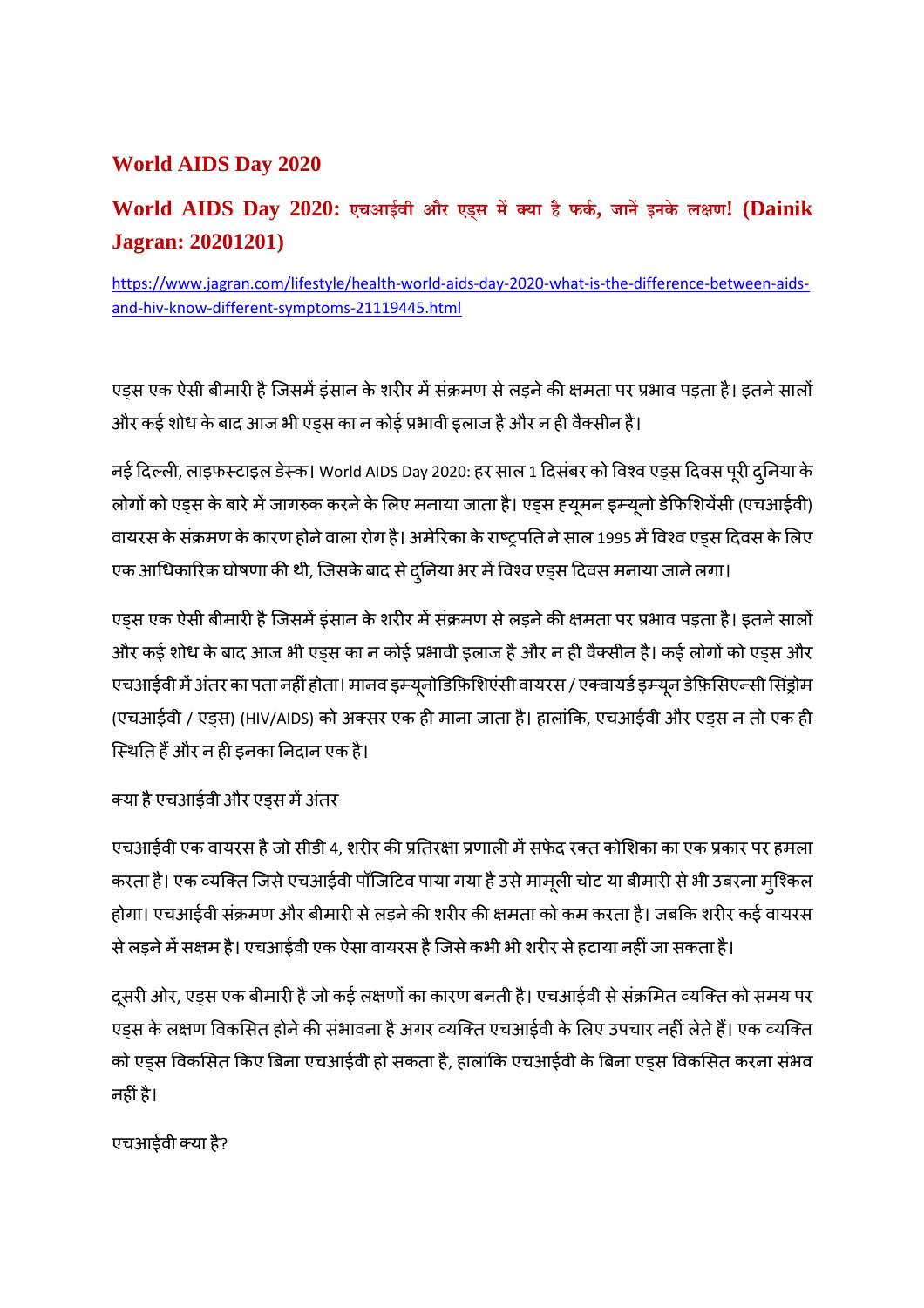## World AIDS Day 2020

### World AIDS Day 2020: एचआईवी और एड्स में क्या है फर्क, जानें इनके लक्षण! (Dainik Jagran: 20201201)

https://www.jagran.com/lifestyle/health-world-aids-day-2020-what-is-the-difference-between-aids-and-hiv-know-different-symptoms-21119445.html

एड्स एक ऐसी बीमारी है जिसमें इंसान के शरीर में संक्रमण से लड़ने की क्षमता पर प्रभाव पड़ता है। इतने सालों और कई शोध के बाद आज भी एड्स का न कोई प्रभावी इलाज है और न ही वैक्सीन है।

नई दिल्ली, लाइफस्टाइल डेस्क। World AIDS Day 2020: हर साल 1 दिसंबर को विश्व एड्स दिवस पूरी दुनिया के लोगों को एड्स के बारे में जागरुक करने के लिए मनाया जाता है। एड्स ह्यूमन इम्यूनो डेफिशियेंसी (एचआईवी) वायरस के संक्रमण के कारण होने वाला रोग है। अमेरिका के राष्ट्रपति ने साल 1995 में विश्व एड्स दिवस के लिए एक आधिकारिक घोषणा की थी, जिसके बाद से दुनिया भर में विश्व एड्स दिवस मनाया जाने लगा।

एड्स एक ऐसी बीमारी है जिसमें इंसान के शरीर में संक्रमण से लड़ने की क्षमता पर प्रभाव पड़ता है। इतने सालों और कई शोध के बाद आज भी एड्स का न कोई प्रभावी इलाज है और न ही वैक्सीन है। कई लोगों को एड्स और एचआईवी में अंतर का पता नहीं होता। मानव इम्यूनोडिफ़िशिएंसी वायरस / एक्वायर्ड इम्यून डेफ़िसिएन्सी सिंड्रोम (एचआईवी / एड्स) (HIV/AIDS) को अक्सर एक ही माना जाता है। हालांकि, एचआईवी और एड्स न तो एक ही स्थिति हैं और न ही इनका निदान एक है।

क्या है एचआईवी और एड्स में अंतर

एचआईवी एक वायरस है जो सीडी 4, शरीर की प्रतिरक्षा प्रणाली में सफेद रक्त कोशिका का एक प्रकार पर हमला करता है। एक व्यक्ति जिसे एचआईवी पॉजिटिव पाया गया है उसे मामूली चोट या बीमारी से भी उबरना मुश्किल होगा। एचआईवी संक्रमण और बीमारी से लड़ने की शरीर की क्षमता को कम करता है। जबकि शरीर कई वायरस से लड़ने में सक्षम है। एचआईवी एक ऐसा वायरस है जिसे कभी भी शरीर से हटाया नहीं जा सकता है।

दूसरी ओर, एड्स एक बीमारी है जो कई लक्षणों का कारण बनती है। एचआईवी से संक्रमित व्यक्ति को समय पर एड्स के लक्षण विकसित होने की संभावना है अगर व्यक्ति एचआईवी के लिए उपचार नहीं लेते हैं। एक व्यक्ति को एड्स विकसित किए बिना एचआईवी हो सकता है, हालांकि एचआईवी के बिना एड्स विकसित करना संभव नहीं है।

एचआईवी क्या है?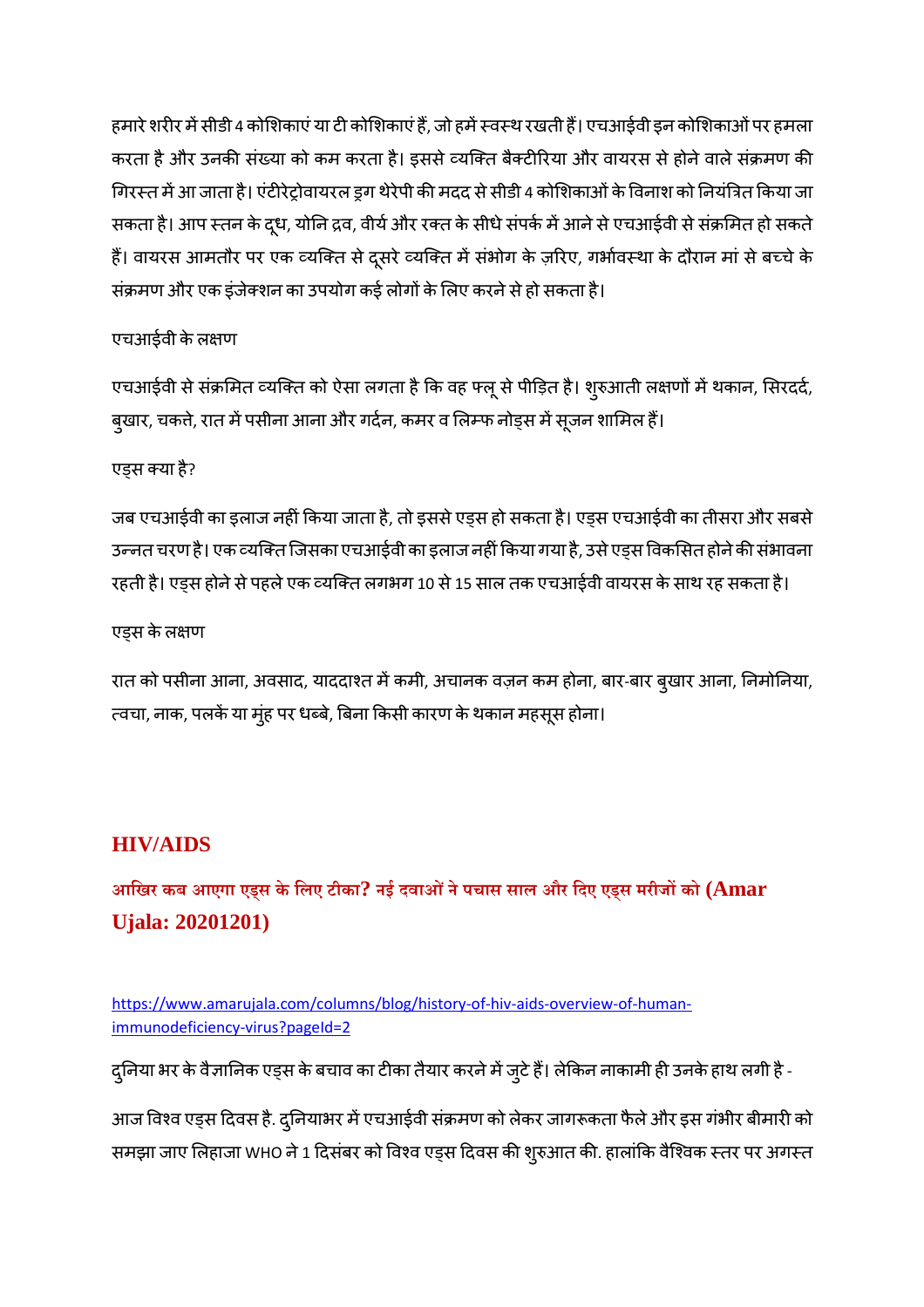हमारे शरीर में सीडी 4 कोशिकाएं या टी कोशिकाएं हैं, जो हमें स्वस्थ रखती हैं। एचआईवी इन कोशिकाओं पर हमला करता है और उनकी संख्या को कम करता है। इससे व्यक्ति बैक्टीरिया और वायरस से होने वाले संक्रमण की गिरस्त में आ जाता है। एंटीरेट्रोवायरल ड्रग थेरेपी की मदद से सीडी 4 कोशिकाओं के विनाश को नियंत्रित किया जा सकता है। आप स्तन के दूध, योनि द्रव, वीर्य और रक्त के सीधे संपर्क में आने से एचआईवी से संक्रमित हो सकते हैं। वायरस आमतौर पर एक व्यक्ति से दूसरे व्यक्ति में संभोग के ज़रिए, गर्भावस्था के दौरान मां से बच्चे के संक्रमण और एक इंजेक्शन का उपयोग कई लोगों के लिए करने से हो सकता है।

एचआईवी के लक्षण

एचआईवी से संक्रमित व्यक्ति को ऐसा लगता है कि वह फ्लू से पीड़ित है। शुरुआती लक्षणों में थकान, सिरदर्द, बुखार, चकत्ते, रात में पसीना आना और गर्दन, कमर व लिम्फ नोड्स में सूजन शामिल हैं।

एड्स क्या है?

जब एचआईवी का इलाज नहीं किया जाता है, तो इससे एड्स हो सकता है। एड्स एचआईवी का तीसरा और सबसे उन्नत चरण है। एक व्यक्ति जिसका एचआईवी का इलाज नहीं किया गया है, उसे एड्स विकसित होने की संभावना रहती है। एड्स होने से पहले एक व्यक्ति लगभग 10 से 15 साल तक एचआईवी वायरस के साथ रह सकता है।

एड्स के लक्षण

रात को पसीना आना, अवसाद, याददाश्त में कमी, अचानक वज़न कम होना, बार-बार बुखार आना, निमोनिया, त्वचा, नाक, पलकें या मुंह पर धब्बे, बिना किसी कारण के थकान महसूस होना।

## HIV/AIDS

### आखिर कब आएगा एड्स के लिए टीका? नई दवाओं ने पचास साल और दिए एड्स मरीजों को (Amar Ujala: 20201201)

https://www.amarujala.com/columns/blog/history-of-hiv-aids-overview-of-human-immunodeficiency-virus?pageId=2

दुनिया भर के वैज्ञानिक एड्स के बचाव का टीका तैयार करने में जुटे हैं। लेकिन नाकामी ही उनके हाथ लगी है -

आज विश्व एड्स दिवस है. दुनियाभर में एचआईवी संक्रमण को लेकर जागरूकता फैले और इस गंभीर बीमारी को समझा जाए लिहाजा WHO ने 1 दिसंबर को विश्व एड्स दिवस की शुरुआत की. हालांकि वैश्विक स्तर पर अगस्त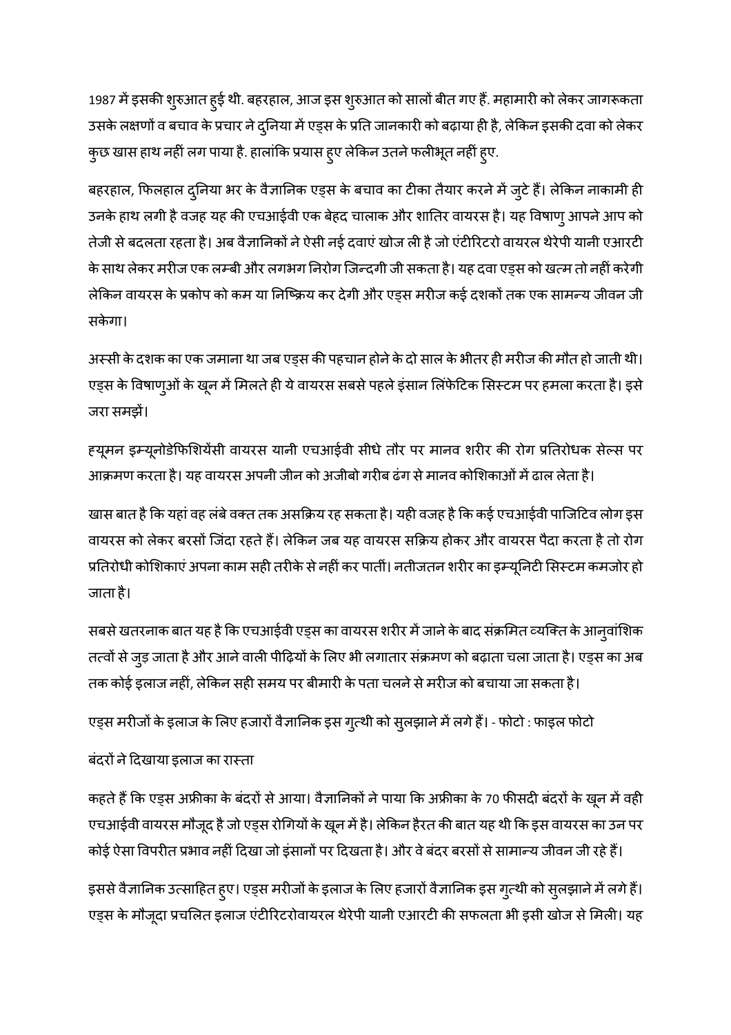1987 में इसकी शुरुआत हुई थी. बहरहाल, आज इस शुरुआत को सालों बीत गए हैं. महामारी को लेकर जागरूकता उसके लक्षणों व बचाव के प्रचार ने दुनिया में एड्स के प्रति जानकारी को बढ़ाया ही है, लेकिन इसकी दवा को लेकर कुछ खास हाथ नहीं लग पाया है. हालांकि प्रयास हुए लेकिन उतने फलीभूत नहीं हुए.

बहरहाल, फिलहाल दुनिया भर के वैज्ञानिक एड्स के बचाव का टीका तैयार करने में जुटे हैं। लेकिन नाकामी ही उनके हाथ लगी है वजह यह की एचआईवी एक बेहद चालाक और शातिर वायरस है। यह विषाणु आपने आप को तेजी से बदलता रहता है। अब वैज्ञानिकों ने ऐसी नई दवाएं खोज ली है जो एंटीरिटरो वायरल थेरेपी यानी एआरटी के साथ लेकर मरीज एक लम्बी और लगभग निरोग जिन्दगी जी सकता है। यह दवा एड्स को खत्म तो नहीं करेगी लेकिन वायरस के प्रकोप को कम या निष्क्रिय कर देगी और एड्स मरीज कई दशकों तक एक सामन्य जीवन जी सकेगा।

अस्सी के दशक का एक जमाना था जब एड्स की पहचान होने के दो साल के भीतर ही मरीज की मौत हो जाती थी। एड्स के विषाणुओं के खून में मिलते ही ये वायरस सबसे पहले इंसान लिंफेटिक सिस्टम पर हमला करता है। इसे जरा समझें।

ह्यूमन इम्यूनोडेफिशियेंसी वायरस यानी एचआईवी सीधे तौर पर मानव शरीर की रोग प्रतिरोधक सेल्स पर आक्रमण करता है। यह वायरस अपनी जीन को अजीबो गरीब ढंग से मानव कोशिकाओं में ढाल लेता है।

खास बात है कि यहां वह लंबे वक्त तक असक्रिय रह सकता है। यही वजह है कि कई एचआईवी पाजिटिव लोग इस वायरस को लेकर बरसों जिंदा रहते हैं। लेकिन जब यह वायरस सक्रिय होकर और वायरस पैदा करता है तो रोग प्रतिरोधी कोशिकाएं अपना काम सही तरीके से नहीं कर पातीं। नतीजतन शरीर का इम्यूनिटी सिस्टम कमजोर हो जाता है।

सबसे खतरनाक बात यह है कि एचआईवी एड्स का वायरस शरीर में जाने के बाद संक्रमित व्यक्ति के आनुवांशिक तत्वों से जुड़ जाता है और आने वाली पीढ़ियों के लिए भी लगातार संक्रमण को बढ़ाता चला जाता है। एड्स का अब तक कोई इलाज नहीं, लेकिन सही समय पर बीमारी के पता चलने से मरीज को बचाया जा सकता है।

एड्स मरीजों के इलाज के लिए हजारों वैज्ञानिक इस गुत्थी को सुलझाने में लगे हैं। - फोटो : फाइल फोटो

बंदरों ने दिखाया इलाज का रास्ता

कहते हैं कि एड्स अफ्रीका के बंदरों से आया। वैज्ञानिकों ने पाया कि अफ्रीका के 70 फीसदी बंदरों के खून में वही एचआईवी वायरस मौजूद है जो एड्स रोगियों के खून में है। लेकिन हैरत की बात यह थी कि इस वायरस का उन पर कोई ऐसा विपरीत प्रभाव नहीं दिखा जो इंसानों पर दिखता है। और वे बंदर बरसों से सामान्य जीवन जी रहे हैं।

इससे वैज्ञानिक उत्साहित हुए। एड्स मरीजों के इलाज के लिए हजारों वैज्ञानिक इस गुत्थी को सुलझाने में लगे हैं। एड्स के मौजूदा प्रचलित इलाज एंटीरिटरोवायरल थेरेपी यानी एआरटी की सफलता भी इसी खोज से मिली। यह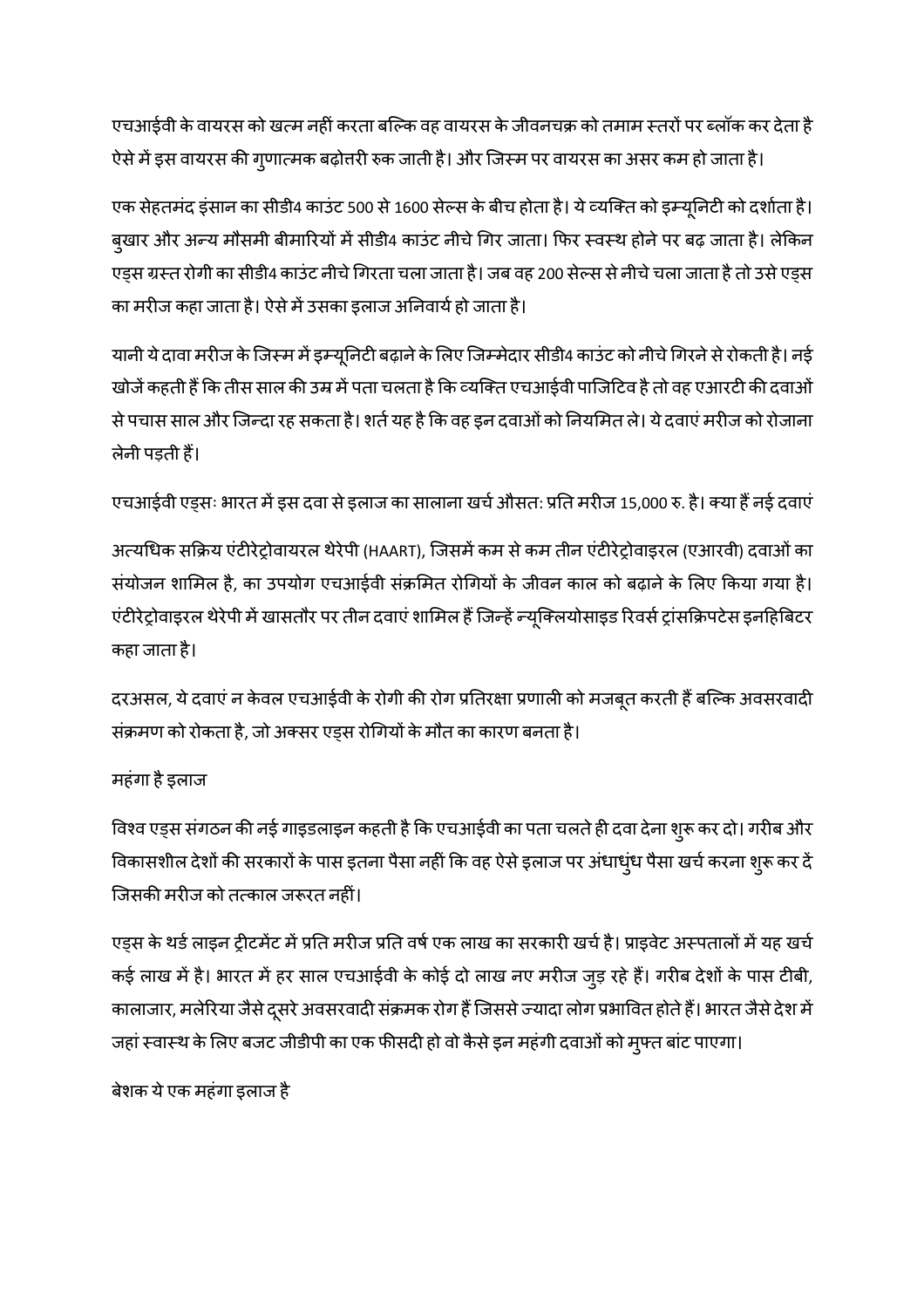एचआईवी के वायरस को खत्म नहीं करता बल्कि वह वायरस के जीवनचक्र को तमाम स्तरों पर ब्लॉक कर देता है ऐसे में इस वायरस की गुणात्मक बढ़ोत्तरी रुक जाती है। और जिस्म पर वायरस का असर कम हो जाता है।

एक सेहतमंद इंसान का सीडी4 काउंट 500 से 1600 सेल्स के बीच होता है। ये व्यक्ति को इम्यूनिटी को दर्शाता है। बुखार और अन्य मौसमी बीमारियों में सीडी4 काउंट नीचे गिर जाता। फिर स्वस्थ होने पर बढ़ जाता है। लेकिन एड्स ग्रस्त रोगी का सीडी4 काउंट नीचे गिरता चला जाता है। जब वह 200 सेल्स से नीचे चला जाता है तो उसे एड्स का मरीज कहा जाता है। ऐसे में उसका इलाज अनिवार्य हो जाता है।

यानी ये दावा मरीज के जिस्म में इम्यूनिटी बढ़ाने के लिए जिम्मेदार सीडी4 काउंट को नीचे गिरने से रोकती है। नई खोजें कहती हैं कि तीस साल की उम्र में पता चलता है कि व्यक्ति एचआईवी पाजिटिव है तो वह एआरटी की दवाओं से पचास साल और जिन्दा रह सकता है। शर्त यह है कि वह इन दवाओं को नियमित ले। ये दवाएं मरीज को रोजाना लेनी पड़ती हैं।

एचआईवी एड्सः भारत में इस दवा से इलाज का सालाना खर्च औसतः प्रति मरीज 15,000 रु. है। क्या हैं नई दवाएं

अत्यधिक सक्रिय एंटीरेट्रोवायरल थेरेपी (HAART), जिसमें कम से कम तीन एंटीरेट्रोवाइरल (एआरवी) दवाओं का संयोजन शामिल है, का उपयोग एचआईवी संक्रमित रोगियों के जीवन काल को बढ़ाने के लिए किया गया है। एंटीरेट्रोवाइरल थेरेपी में खासतौर पर तीन दवाएं शामिल हैं जिन्हें न्यूक्लियोसाइड रिवर्स ट्रांसक्रिपटेस इनहिबिटर कहा जाता है।

दरअसल, ये दवाएं न केवल एचआईवी के रोगी की रोग प्रतिरक्षा प्रणाली को मजबूत करती हैं बल्कि अवसरवादी संक्रमण को रोकता है, जो अक्सर एड्स रोगियों के मौत का कारण बनता है।

महंगा है इलाज

विश्व एड्स संगठन की नई गाइडलाइन कहती है कि एचआईवी का पता चलते ही दवा देना शुरू कर दो। गरीब और विकासशील देशों की सरकारों के पास इतना पैसा नहीं कि वह ऐसे इलाज पर अंधाधुंध पैसा खर्च करना शुरू कर दें जिसकी मरीज को तत्काल जरूरत नहीं।

एड्स के थर्ड लाइन ट्रीटमेंट में प्रति मरीज प्रति वर्ष एक लाख का सरकारी खर्च है। प्राइवेट अस्पतालों में यह खर्च कई लाख में है। भारत में हर साल एचआईवी के कोई दो लाख नए मरीज जुड़ रहे हैं। गरीब देशों के पास टीबी, कालाजार, मलेरिया जैसे दूसरे अवसरवादी संक्रमक रोग हैं जिससे ज्यादा लोग प्रभावित होते हैं। भारत जैसे देश में जहां स्वास्थ के लिए बजट जीडीपी का एक फीसदी हो वो कैसे इन महंगी दवाओं को मुफ्त बांट पाएगा।

बेशक ये एक महंगा इलाज है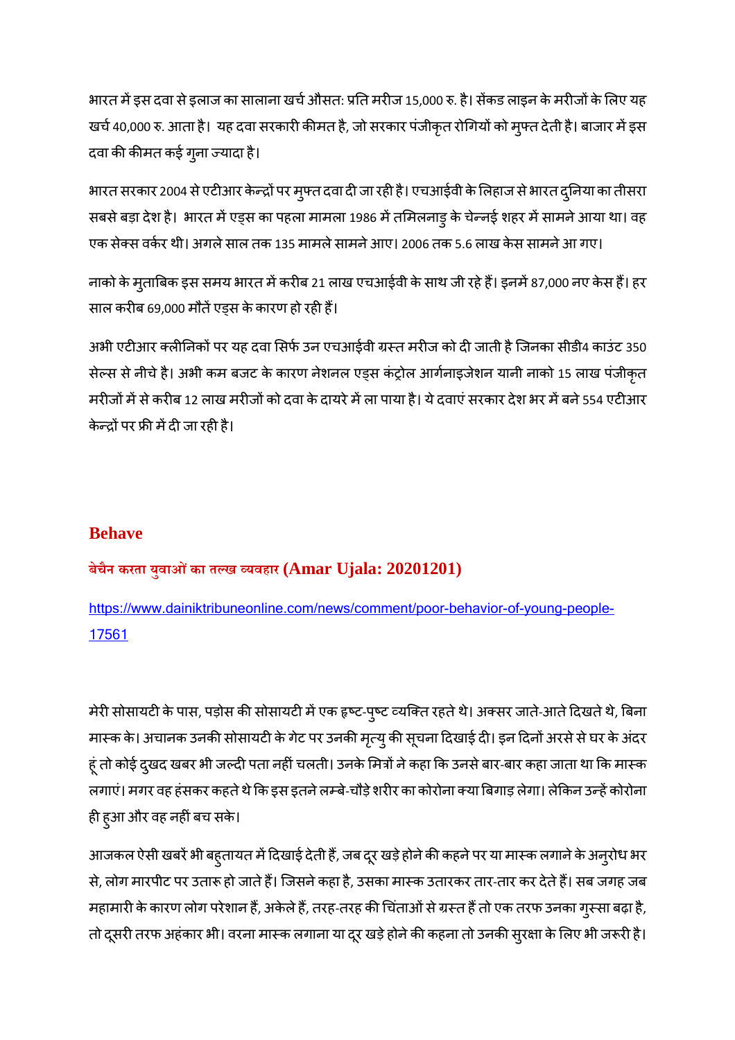भारत में इस दवा से इलाज का सालाना खर्च औसतः प्रति मरीज 15,000 रु. है। सेंकड लाइन के मरीजों के लिए यह खर्च 40,000 रु. आता है। यह दवा सरकारी कीमत है, जो सरकार पंजीकृत रोगियों को मुफ्त देती है। बाजार में इस दवा की कीमत कई गुना ज्यादा है।

भारत सरकार 2004 से एटीआर केन्द्रों पर मुफ्त दवा दी जा रही है। एचआईवी के लिहाज से भारत दुनिया का तीसरा सबसे बड़ा देश है। भारत में एड्स का पहला मामला 1986 में तमिलनाडु के चेन्नई शहर में सामने आया था। वह एक सेक्स वर्कर थी। अगले साल तक 135 मामले सामने आए। 2006 तक 5.6 लाख केस सामने आ गए।

नाको के मुताबिक इस समय भारत में करीब 21 लाख एचआईवी के साथ जी रहे हैं। इनमें 87,000 नए केस हैं। हर साल करीब 69,000 मौतें एड्स के कारण हो रही हैं।

अभी एटीआर क्लीनिकों पर यह दवा सिर्फ उन एचआईवी ग्रस्त मरीज को दी जाती है जिनका सीडी4 काउंट 350 सेल्स से नीचे है। अभी कम बजट के कारण नेशनल एड्स कंट्रोल आर्गनाइजेशन यानी नाको 15 लाख पंजीकृत मरीजों में से करीब 12 लाख मरीजों को दवा के दायरे में ला पाया है। ये दवाएं सरकार देश भर में बने 554 एटीआर केन्द्रों पर फ्री में दी जा रही है।

## Behave

### बेचैन करता युवाओं का तल्ख व्यवहार (Amar Ujala: 20201201)

https://www.dainiktribuneonline.com/news/comment/poor-behavior-of-young-people-17561

मेरी सोसायटी के पास, पड़ोस की सोसायटी में एक हृष्ट-पुष्ट व्यक्ति रहते थे। अक्सर जाते-आते दिखते थे, बिना मास्क के। अचानक उनकी सोसायटी के गेट पर उनकी मृत्यु की सूचना दिखाई दी। इन दिनों अरसे से घर के अंदर हूं तो कोई दुखद खबर भी जल्दी पता नहीं चलती। उनके मित्रों ने कहा कि उनसे बार-बार कहा जाता था कि मास्क लगाएं। मगर वह हंसकर कहते थे कि इस इतने लम्बे-चौड़े शरीर का कोरोना क्या बिगाड़ लेगा। लेकिन उन्हें कोरोना ही हुआ और वह नहीं बच सके।

आजकल ऐसी खबरें भी बहुतायत में दिखाई देती हैं, जब दूर खड़े होने की कहने पर या मास्क लगाने के अनुरोध भर से, लोग मारपीट पर उतारू हो जाते हैं। जिसने कहा है, उसका मास्क उतारकर तार-तार कर देते हैं। सब जगह जब महामारी के कारण लोग परेशान हैं, अकेले हैं, तरह-तरह की चिंताओं से ग्रस्त हैं तो एक तरफ उनका गुस्सा बढ़ा है, तो दूसरी तरफ अहंकार भी। वरना मास्क लगाना या दूर खड़े होने की कहना तो उनकी सुरक्षा के लिए भी जरूरी है।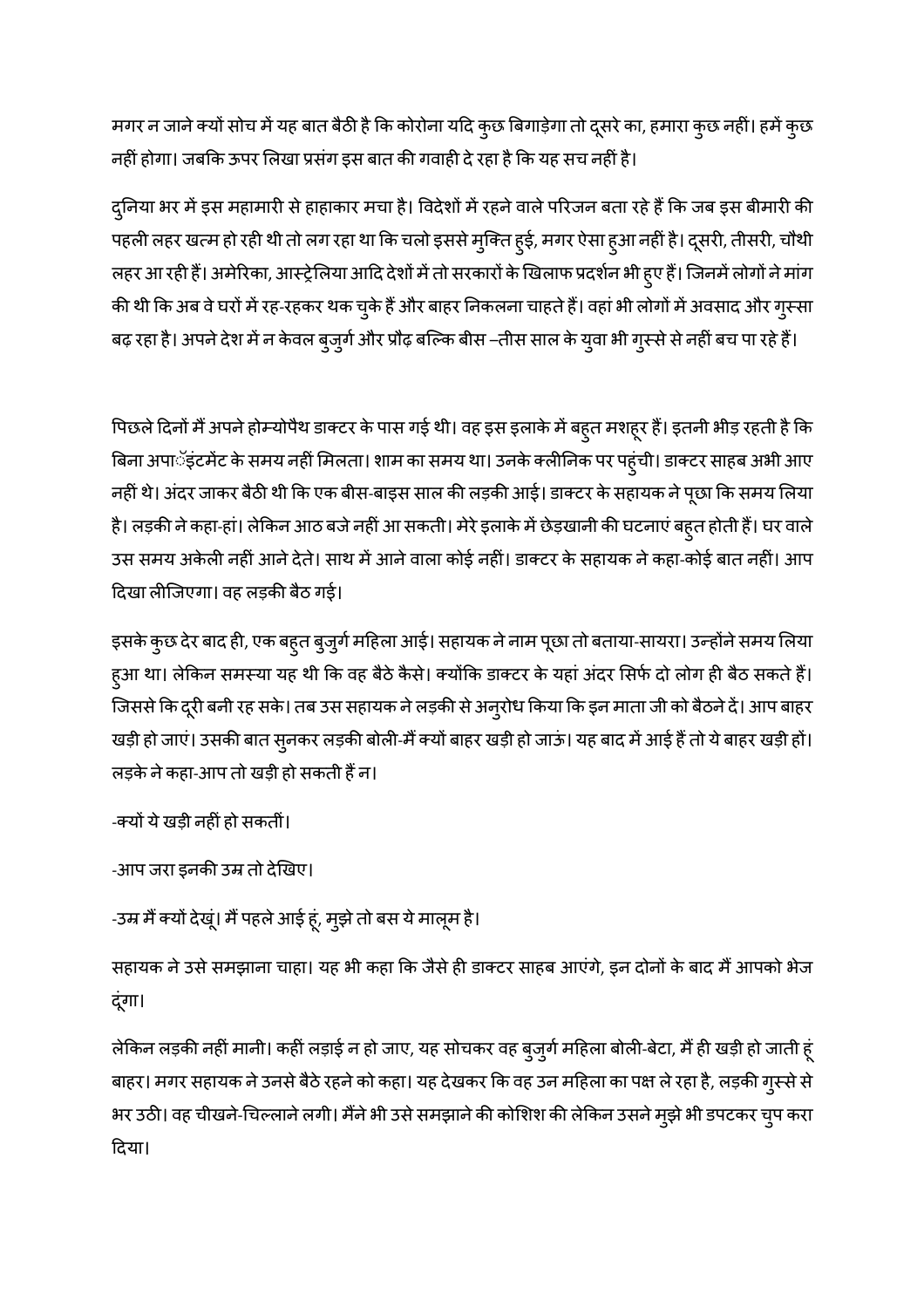मगर न जाने क्यों सोच में यह बात बैठी है कि कोरोना यदि कुछ बिगाड़ेगा तो दूसरे का, हमारा कुछ नहीं। हमें कुछ नहीं होगा। जबकि ऊपर लिखा प्रसंग इस बात की गवाही दे रहा है कि यह सच नहीं है।

दुनिया भर में इस महामारी से हाहाकार मचा है। विदेशों में रहने वाले परिजन बता रहे हैं कि जब इस बीमारी की पहली लहर खत्म हो रही थी तो लग रहा था कि चलो इससे मुक्ति हुई, मगर ऐसा हुआ नहीं है। दूसरी, तीसरी, चौथी लहर आ रही हैं। अमेरिका, आस्ट्रेलिया आदि देशों में तो सरकारों के खिलाफ प्रदर्शन भी हुए हैं। जिनमें लोगों ने मांग की थी कि अब वे घरों में रह-रहकर थक चुके हैं और बाहर निकलना चाहते हैं। वहां भी लोगों में अवसाद और गुस्सा बढ़ रहा है। अपने देश में न केवल बुजुर्ग और प्रौढ़ बल्कि बीस –तीस साल के युवा भी गुस्से से नहीं बच पा रहे हैं।

पिछले दिनों मैं अपने होम्योपैथ डाक्टर के पास गई थी। वह इस इलाके में बहुत मशहूर हैं। इतनी भीड़ रहती है कि बिना अपाॅइंटमेंट के समय नहीं मिलता। शाम का समय था। उनके क्लीनिक पर पहुंची। डाक्टर साहब अभी आए नहीं थे। अंदर जाकर बैठी थी कि एक बीस-बाइस साल की लड़की आई। डाक्टर के सहायक ने पूछा कि समय लिया है। लड़की ने कहा-हां। लेकिन आठ बजे नहीं आ सकती। मेरे इलाके में छेड़खानी की घटनाएं बहुत होती हैं। घर वाले उस समय अकेली नहीं आने देते। साथ में आने वाला कोई नहीं। डाक्टर के सहायक ने कहा-कोई बात नहीं। आप दिखा लीजिएगा। वह लड़की बैठ गई।

इसके कुछ देर बाद ही, एक बहुत बुजुर्ग महिला आई। सहायक ने नाम पूछा तो बताया-सायरा। उन्होंने समय लिया हुआ था। लेकिन समस्या यह थी कि वह बैठे कैसे। क्योंकि डाक्टर के यहां अंदर सिर्फ दो लोग ही बैठ सकते हैं। जिससे कि दूरी बनी रह सके। तब उस सहायक ने लड़की से अनुरोध किया कि इन माता जी को बैठने दें। आप बाहर खड़ी हो जाएं। उसकी बात सुनकर लड़की बोली-मैं क्यों बाहर खड़ी हो जाऊं। यह बाद में आई हैं तो ये बाहर खड़ी हों। लड़के ने कहा-आप तो खड़ी हो सकती हैं न।

-क्यों ये खड़ी नहीं हो सकतीं।

-आप जरा इनकी उम्र तो देखिए।

-उम्र मैं क्यों देखूं। मैं पहले आई हूं, मुझे तो बस ये मालूम है।

सहायक ने उसे समझाना चाहा। यह भी कहा कि जैसे ही डाक्टर साहब आएंगे, इन दोनों के बाद मैं आपको भेज दूंगा।

लेकिन लड़की नहीं मानी। कहीं लड़ाई न हो जाए, यह सोचकर वह बुजुर्ग महिला बोली-बेटा, मैं ही खड़ी हो जाती हूं बाहर। मगर सहायक ने उनसे बैठे रहने को कहा। यह देखकर कि वह उन महिला का पक्ष ले रहा है, लड़की गुस्से से भर उठी। वह चीखने-चिल्लाने लगी। मैंने भी उसे समझाने की कोशिश की लेकिन उसने मुझे भी डपटकर चुप करा दिया।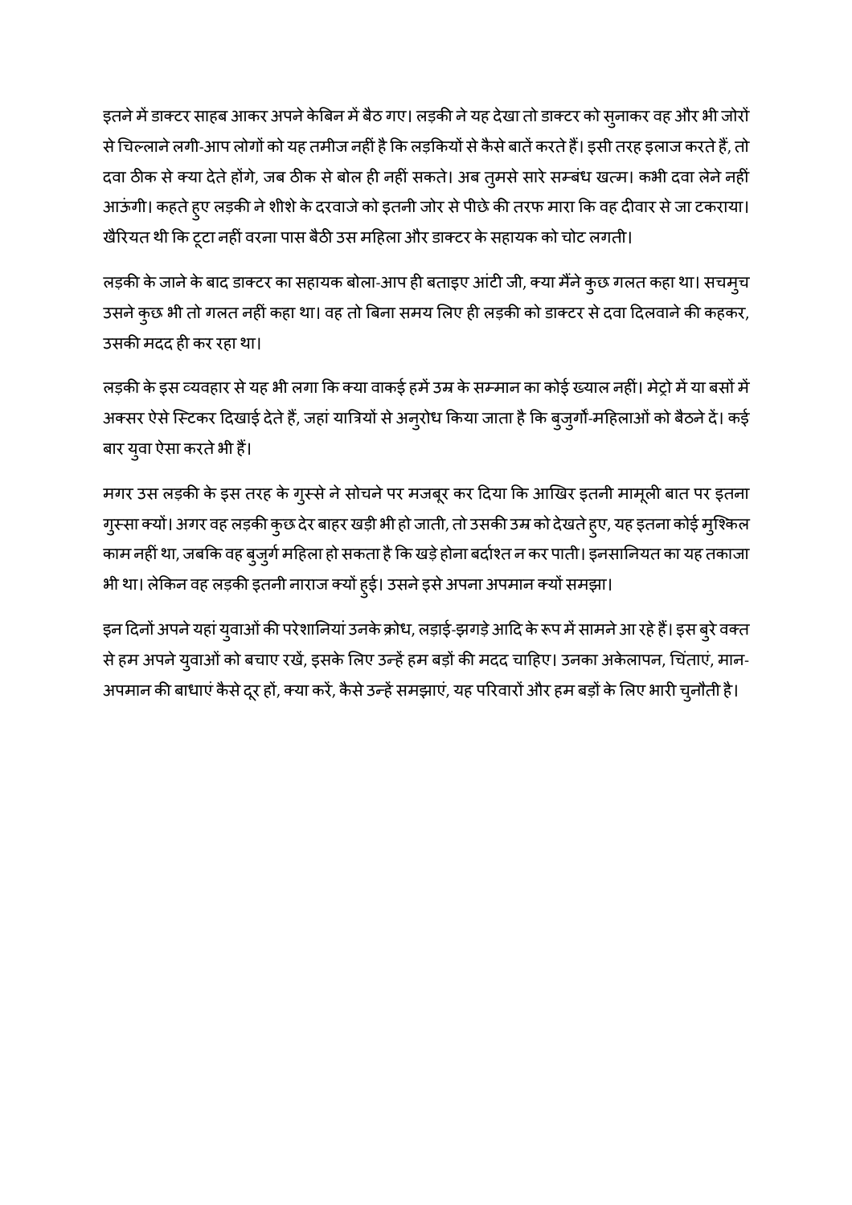इतने में डाक्टर साहब आकर अपने केबिन में बैठ गए। लड़की ने यह देखा तो डाक्टर को सुनाकर वह और भी जोरों से चिल्लाने लगी-आप लोगों को यह तमीज नहीं है कि लड़कियों से कैसे बातें करते हैं। इसी तरह इलाज करते हैं, तो दवा ठीक से क्या देते होंगे, जब ठीक से बोल ही नहीं सकते। अब तुमसे सारे सम्बंध खत्म। कभी दवा लेने नहीं आऊंगी। कहते हुए लड़की ने शीशे के दरवाजे को इतनी जोर से पीछे की तरफ मारा कि वह दीवार से जा टकराया। खैरियत थी कि टूटा नहीं वरना पास बैठी उस महिला और डाक्टर के सहायक को चोट लगती।

लड़की के जाने के बाद डाक्टर का सहायक बोला-आप ही बताइए आंटी जी, क्या मैंने कुछ गलत कहा था। सचमुच उसने कुछ भी तो गलत नहीं कहा था। वह तो बिना समय लिए ही लड़की को डाक्टर से दवा दिलवाने की कहकर, उसकी मदद ही कर रहा था।

लड़की के इस व्यवहार से यह भी लगा कि क्या वाकई हमें उम्र के सम्मान का कोई ख्याल नहीं। मेट्रो में या बसों में अक्सर ऐसे स्टिकर दिखाई देते हैं, जहां यात्रियों से अनुरोध किया जाता है कि बुजुर्गों-महिलाओं को बैठने दें। कई बार युवा ऐसा करते भी हैं।

मगर उस लड़की के इस तरह के गुस्से ने सोचने पर मजबूर कर दिया कि आखिर इतनी मामूली बात पर इतना गुस्सा क्यों। अगर वह लड़की कुछ देर बाहर खड़ी भी हो जाती, तो उसकी उम्र को देखते हुए, यह इतना कोई मुश्किल काम नहीं था, जबकि वह बुजुर्ग महिला हो सकता है कि खड़े होना बर्दाश्त न कर पाती। इनसानियत का यह तकाजा भी था। लेकिन वह लड़की इतनी नाराज क्यों हुई। उसने इसे अपना अपमान क्यों समझा।

इन दिनों अपने यहां युवाओं की परेशानियां उनके क्रोध, लड़ाई-झगड़े आदि के रूप में सामने आ रहे हैं। इस बुरे वक्त से हम अपने युवाओं को बचाए रखें, इसके लिए उन्हें हम बड़ों की मदद चाहिए। उनका अकेलापन, चिंताएं, मान-अपमान की बाधाएं कैसे दूर हों, क्या करें, कैसे उन्हें समझाएं, यह परिवारों और हम बड़ों के लिए भारी चुनौती है।